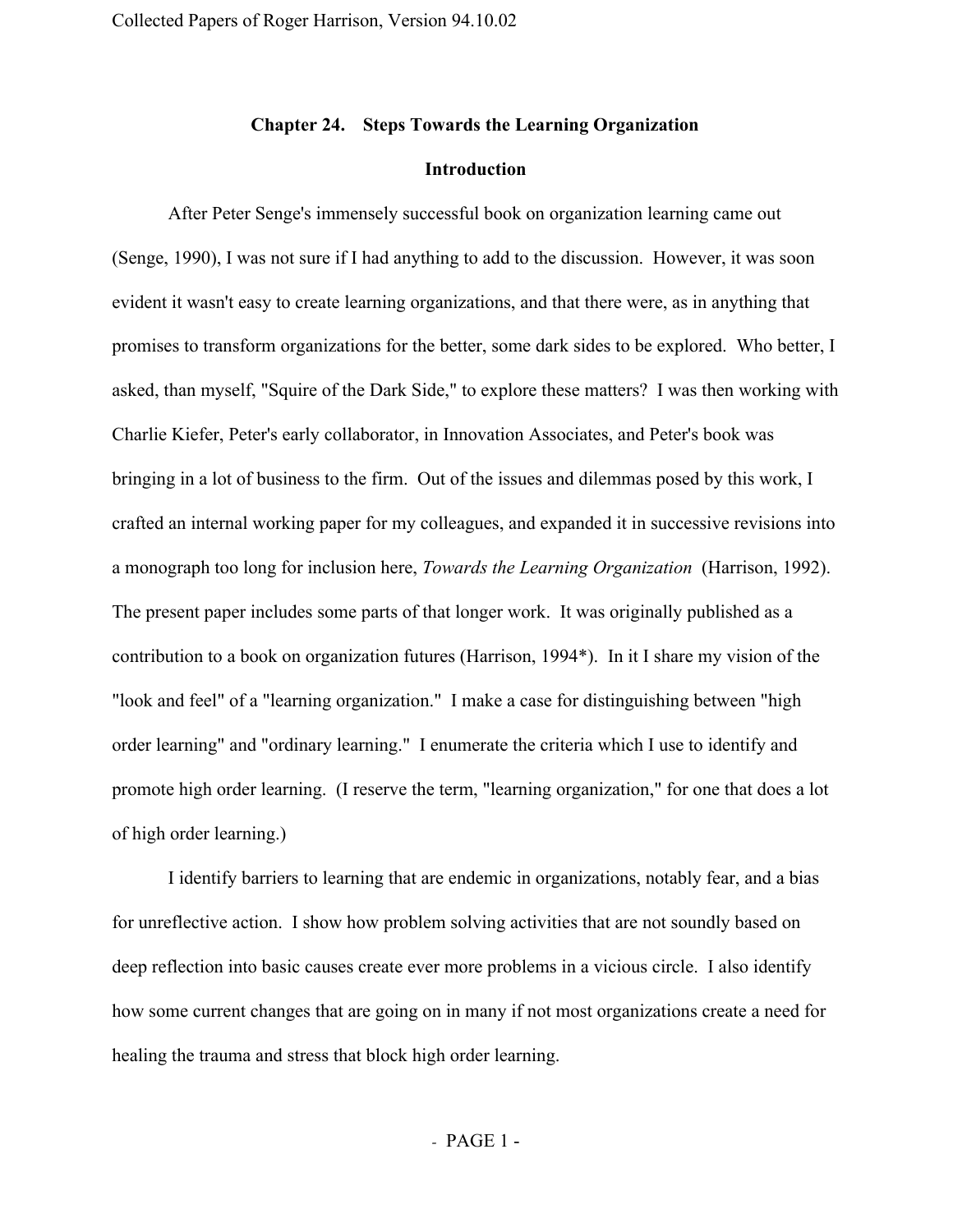# Chapter 24. Steps Towards the Learning Organization

## Introduction

After Peter Senge's immensely successful book on organization learning came out (Senge, 1990), I was not sure if I had anything to add to the discussion. However, it was soon evident it wasn't easy to create learning organizations, and that there were, as in anything that promises to transform organizations for the better, some dark sides to be explored. Who better, I asked, than myself, "Squire of the Dark Side," to explore these matters? I was then working with Charlie Kiefer, Peter's early collaborator, in Innovation Associates, and Peter's book was bringing in a lot of business to the firm. Out of the issues and dilemmas posed by this work, I crafted an internal working paper for my colleagues, and expanded it in successive revisions into a monograph too long for inclusion here, *Towards the Learning Organization* (Harrison, 1992). The present paper includes some parts of that longer work. It was originally published as a contribution to a book on organization futures (Harrison, 1994*). In it I share my vision of the "look and feel" of a "learning organization." I make a case for distinguishing between "high order learning" and "ordinary learning." I enumerate the criteria which I use to identify and promote high order learning. (I reserve the term, "learning organization," for one that does a lot of high order learning.)

I identify barriers to learning that are endemic in organizations, notably fear, and a bias for unreflective action. I show how problem solving activities that are not soundly based on deep reflection into basic causes create ever more problems in a vicious circle. I also identify how some current changes that are going on in many if not most organizations create a need for healing the trauma and stress that block high order learning.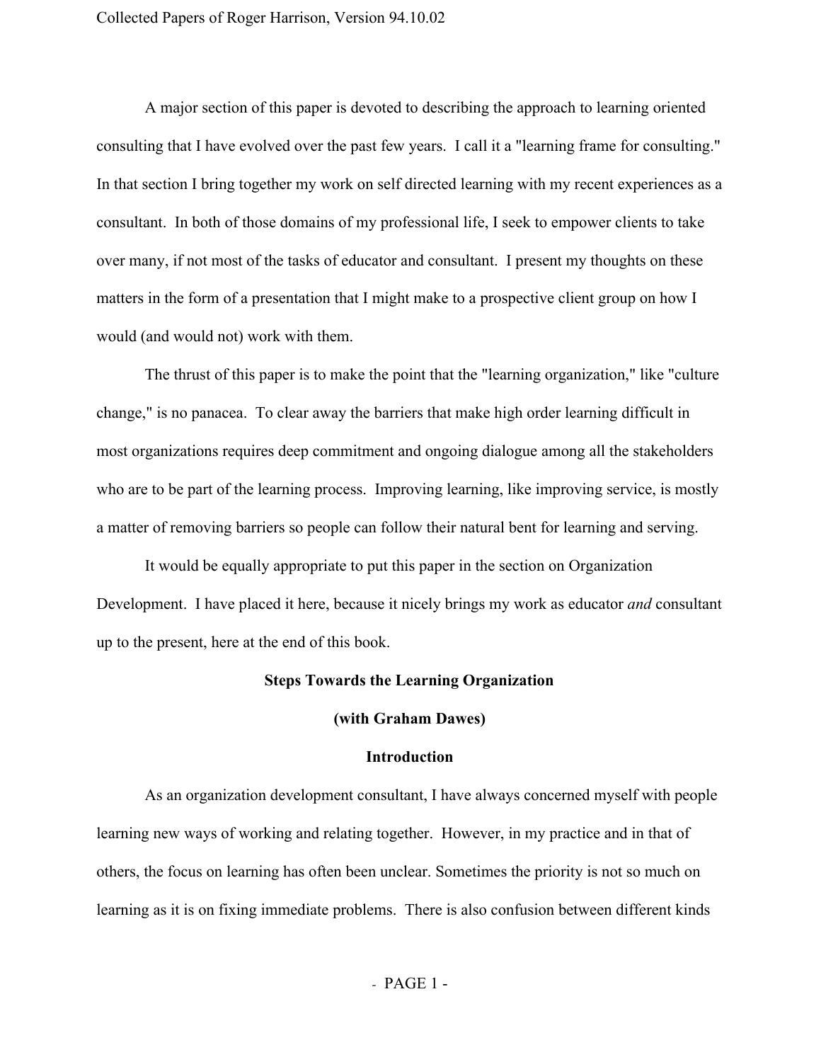A major section of this paper is devoted to describing the approach to learning oriented consulting that I have evolved over the past few years. I call it a "learning frame for consulting." In that section I bring together my work on self directed learning with my recent experiences as a consultant. In both of those domains of my professional life, I seek to empower clients to take over many, if not most of the tasks of educator and consultant. I present my thoughts on these matters in the form of a presentation that I might make to a prospective client group on how I would (and would not) work with them.

The thrust of this paper is to make the point that the "learning organization," like "culture change," is no panacea. To clear away the barriers that make high order learning difficult in most organizations requires deep commitment and ongoing dialogue among all the stakeholders who are to be part of the learning process. Improving learning, like improving service, is mostly a matter of removing barriers so people can follow their natural bent for learning and serving.

It would be equally appropriate to put this paper in the section on Organization Development. I have placed it here, because it nicely brings my work as educator *and* consultant up to the present, here at the end of this book.

## Steps Towards the Learning Organization

**(with Graham Dawes)**

### Introduction

As an organization development consultant, I have always concerned myself with people learning new ways of working and relating together. However, in my practice and in that of others, the focus on learning has often been unclear. Sometimes the priority is not so much on learning as it is on fixing immediate problems. There is also confusion between different kinds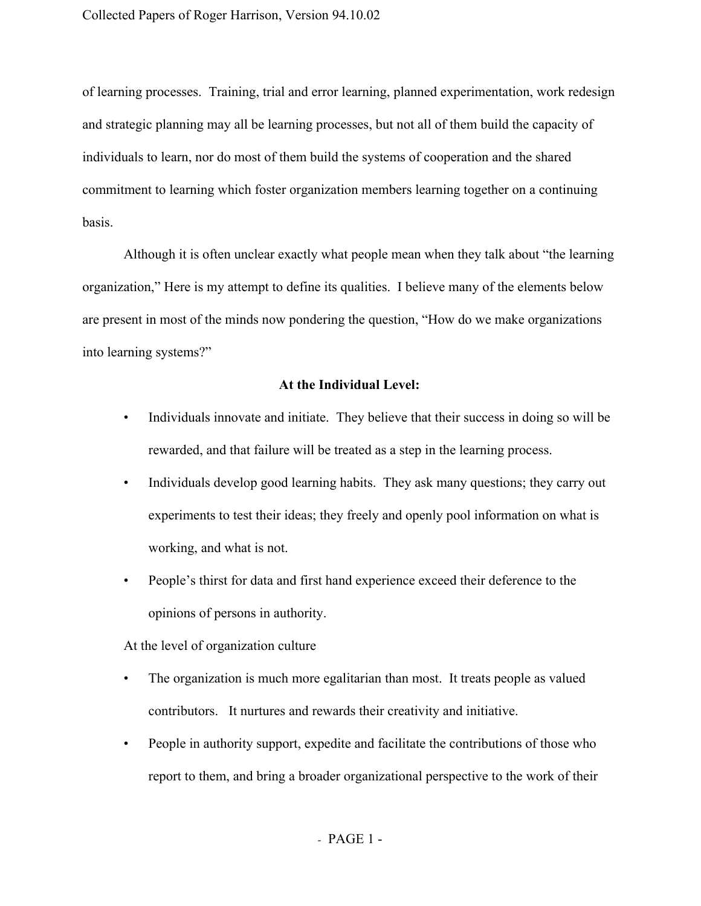of learning processes. Training, trial and error learning, planned experimentation, work redesign and strategic planning may all be learning processes, but not all of them build the capacity of individuals to learn, nor do most of them build the systems of cooperation and the shared commitment to learning which foster organization members learning together on a continuing basis.

Although it is often unclear exactly what people mean when they talk about "the learning organization," Here is my attempt to define its qualities. I believe many of the elements below are present in most of the minds now pondering the question, "How do we make organizations into learning systems?"

**At the Individual Level:**

- Individuals innovate and initiate. They believe that their success in doing so will be rewarded, and that failure will be treated as a step in the learning process.
- Individuals develop good learning habits. They ask many questions; they carry out experiments to test their ideas; they freely and openly pool information on what is working, and what is not.
- People's thirst for data and first hand experience exceed their deference to the opinions of persons in authority.

At the level of organization culture

- The organization is much more egalitarian than most. It treats people as valued contributors. It nurtures and rewards their creativity and initiative.
- People in authority support, expedite and facilitate the contributions of those who report to them, and bring a broader organizational perspective to the work of their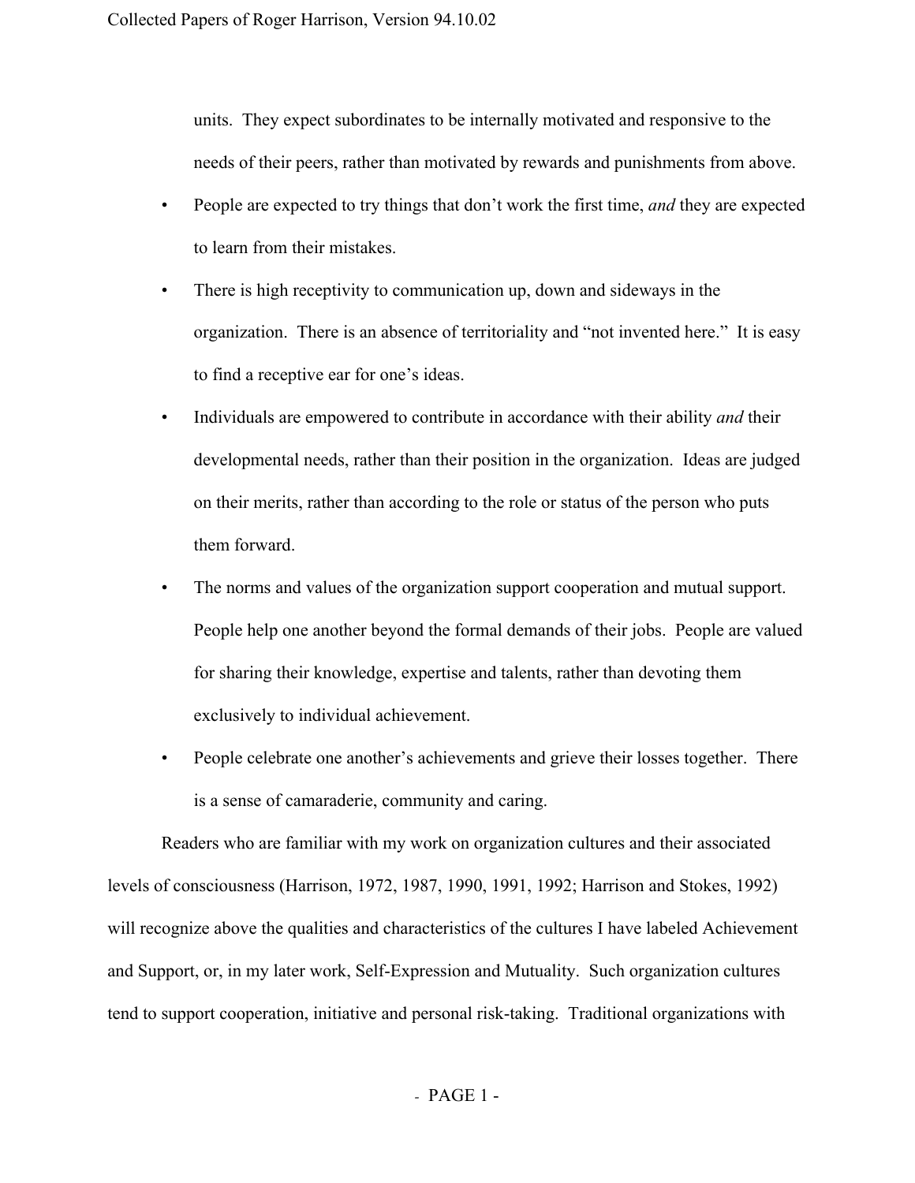units. They expect subordinates to be internally motivated and responsive to the needs of their peers, rather than motivated by rewards and punishments from above.

- People are expected to try things that don't work the first time, *and* they are expected to learn from their mistakes.
- There is high receptivity to communication up, down and sideways in the organization. There is an absence of territoriality and "not invented here." It is easy to find a receptive ear for one's ideas.
- Individuals are empowered to contribute in accordance with their ability *and* their developmental needs, rather than their position in the organization. Ideas are judged on their merits, rather than according to the role or status of the person who puts them forward.
- The norms and values of the organization support cooperation and mutual support. People help one another beyond the formal demands of their jobs. People are valued for sharing their knowledge, expertise and talents, rather than devoting them exclusively to individual achievement.
- People celebrate one another's achievements and grieve their losses together. There is a sense of camaraderie, community and caring.

Readers who are familiar with my work on organization cultures and their associated levels of consciousness (Harrison, 1972, 1987, 1990, 1991, 1992; Harrison and Stokes, 1992) will recognize above the qualities and characteristics of the cultures I have labeled Achievement and Support, or, in my later work, Self-Expression and Mutuality. Such organization cultures tend to support cooperation, initiative and personal risk-taking. Traditional organizations with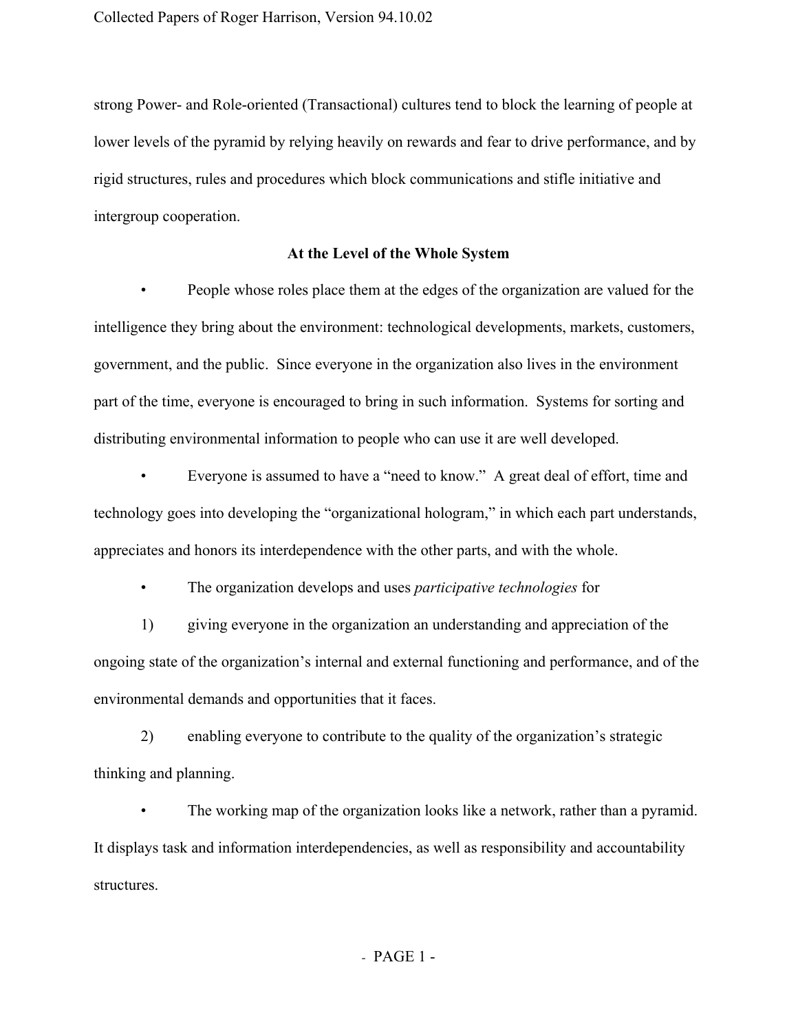strong Power- and Role-oriented (Transactional) cultures tend to block the learning of people at lower levels of the pyramid by relying heavily on rewards and fear to drive performance, and by rigid structures, rules and procedures which block communications and stifle initiative and intergroup cooperation.

### At the Level of the Whole System

- People whose roles place them at the edges of the organization are valued for the intelligence they bring about the environment: technological developments, markets, customers, government, and the public. Since everyone in the organization also lives in the environment part of the time, everyone is encouraged to bring in such information. Systems for sorting and distributing environmental information to people who can use it are well developed.

- Everyone is assumed to have a "need to know." A great deal of effort, time and technology goes into developing the "organizational hologram," in which each part understands, appreciates and honors its interdependence with the other parts, and with the whole.

- The organization develops and uses *participative technologies* for

  1) giving everyone in the organization an understanding and appreciation of the ongoing state of the organization's internal and external functioning and performance, and of the environmental demands and opportunities that it faces.

  2) enabling everyone to contribute to the quality of the organization's strategic thinking and planning.

- The working map of the organization looks like a network, rather than a pyramid. It displays task and information interdependencies, as well as responsibility and accountability structures.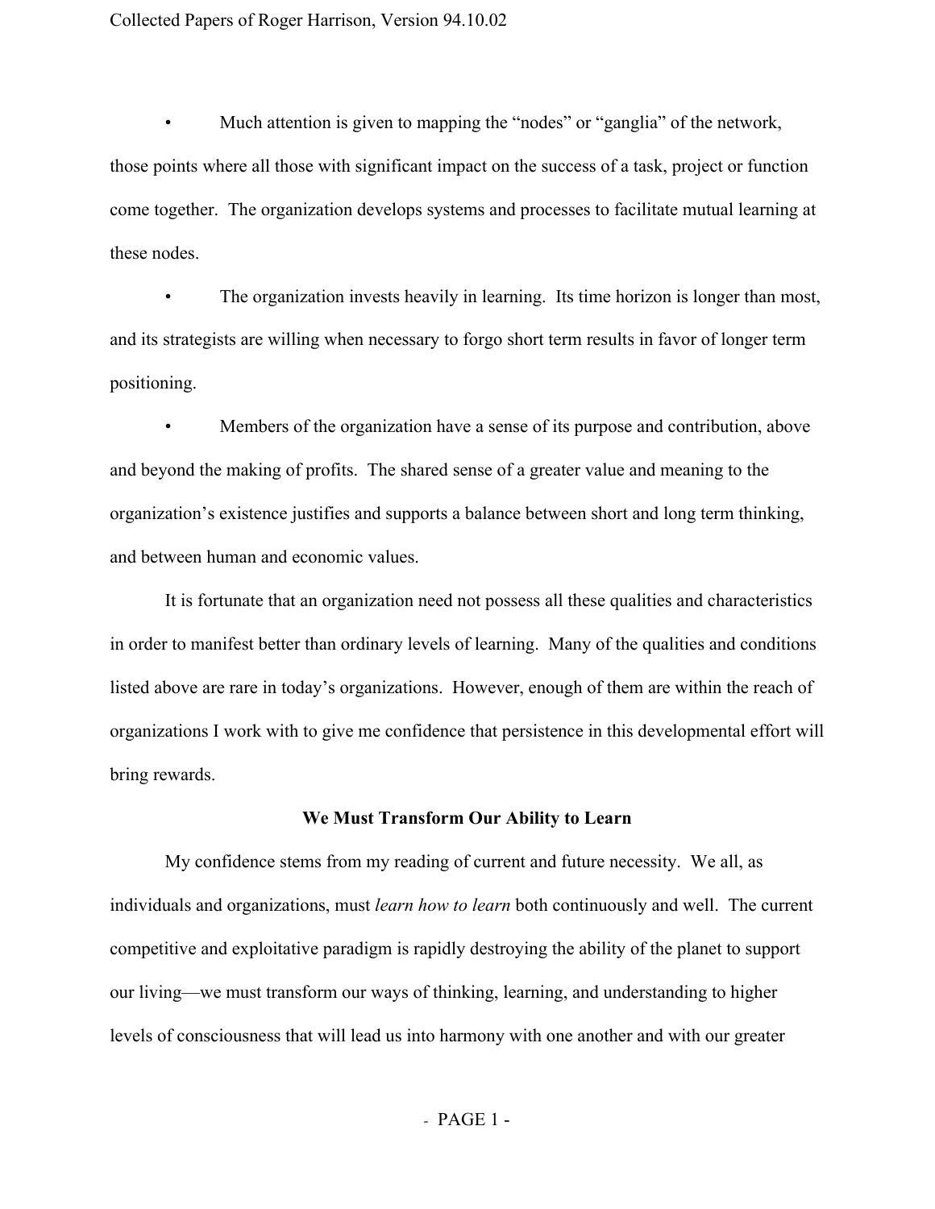- Much attention is given to mapping the "nodes" or "ganglia" of the network, those points where all those with significant impact on the success of a task, project or function come together. The organization develops systems and processes to facilitate mutual learning at these nodes.

- The organization invests heavily in learning. Its time horizon is longer than most, and its strategists are willing when necessary to forgo short term results in favor of longer term positioning.

- Members of the organization have a sense of its purpose and contribution, above and beyond the making of profits. The shared sense of a greater value and meaning to the organization's existence justifies and supports a balance between short and long term thinking, and between human and economic values.

It is fortunate that an organization need not possess all these qualities and characteristics in order to manifest better than ordinary levels of learning. Many of the qualities and conditions listed above are rare in today's organizations. However, enough of them are within the reach of organizations I work with to give me confidence that persistence in this developmental effort will bring rewards.

## We Must Transform Our Ability to Learn

My confidence stems from my reading of current and future necessity. We all, as individuals and organizations, must *learn how to learn* both continuously and well. The current competitive and exploitative paradigm is rapidly destroying the ability of the planet to support our living—we must transform our ways of thinking, learning, and understanding to higher levels of consciousness that will lead us into harmony with one another and with our greater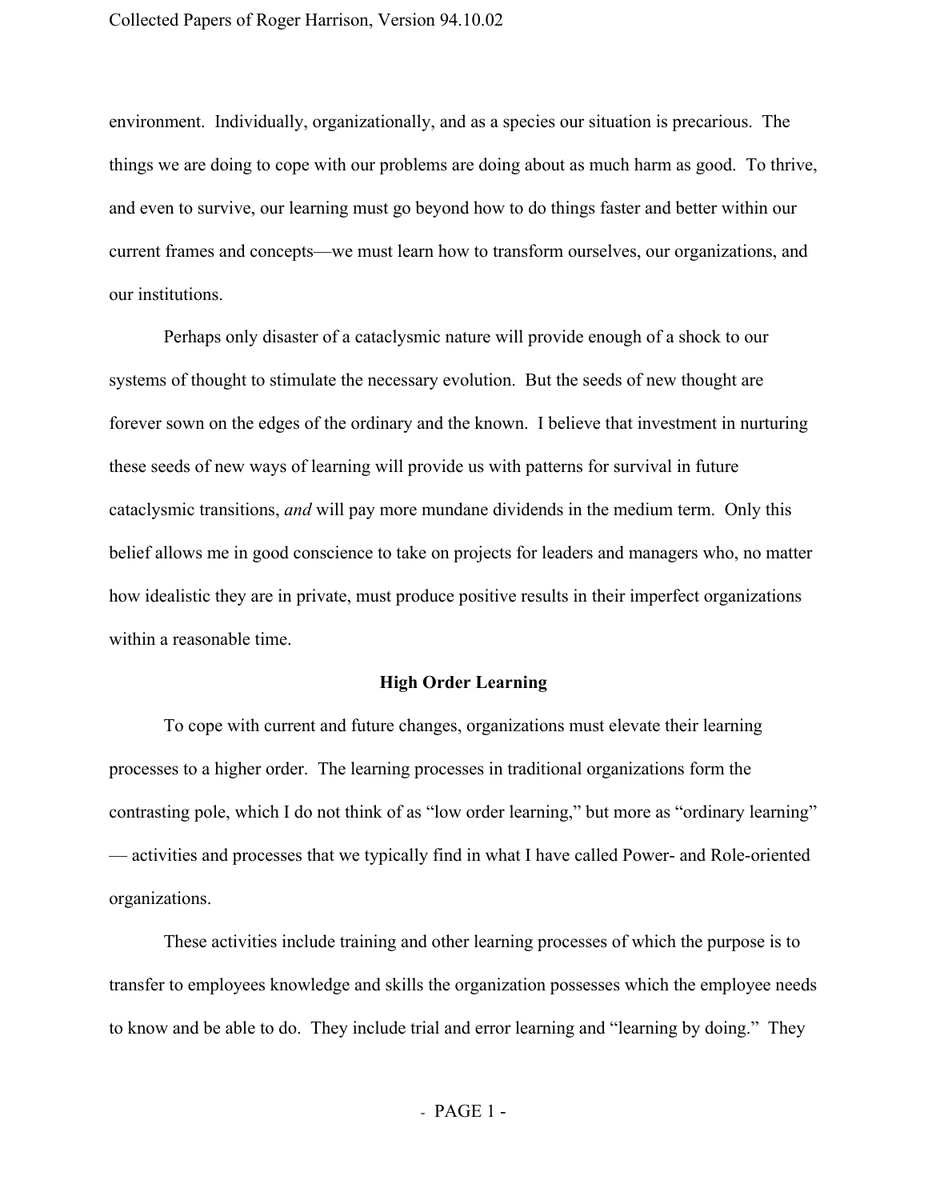environment. Individually, organizationally, and as a species our situation is precarious. The things we are doing to cope with our problems are doing about as much harm as good. To thrive, and even to survive, our learning must go beyond how to do things faster and better within our current frames and concepts—we must learn how to transform ourselves, our organizations, and our institutions.

Perhaps only disaster of a cataclysmic nature will provide enough of a shock to our systems of thought to stimulate the necessary evolution. But the seeds of new thought are forever sown on the edges of the ordinary and the known. I believe that investment in nurturing these seeds of new ways of learning will provide us with patterns for survival in future cataclysmic transitions, *and* will pay more mundane dividends in the medium term. Only this belief allows me in good conscience to take on projects for leaders and managers who, no matter how idealistic they are in private, must produce positive results in their imperfect organizations within a reasonable time.

## High Order Learning

To cope with current and future changes, organizations must elevate their learning processes to a higher order. The learning processes in traditional organizations form the contrasting pole, which I do not think of as "low order learning," but more as "ordinary learning" — activities and processes that we typically find in what I have called Power- and Role-oriented organizations.

These activities include training and other learning processes of which the purpose is to transfer to employees knowledge and skills the organization possesses which the employee needs to know and be able to do. They include trial and error learning and "learning by doing." They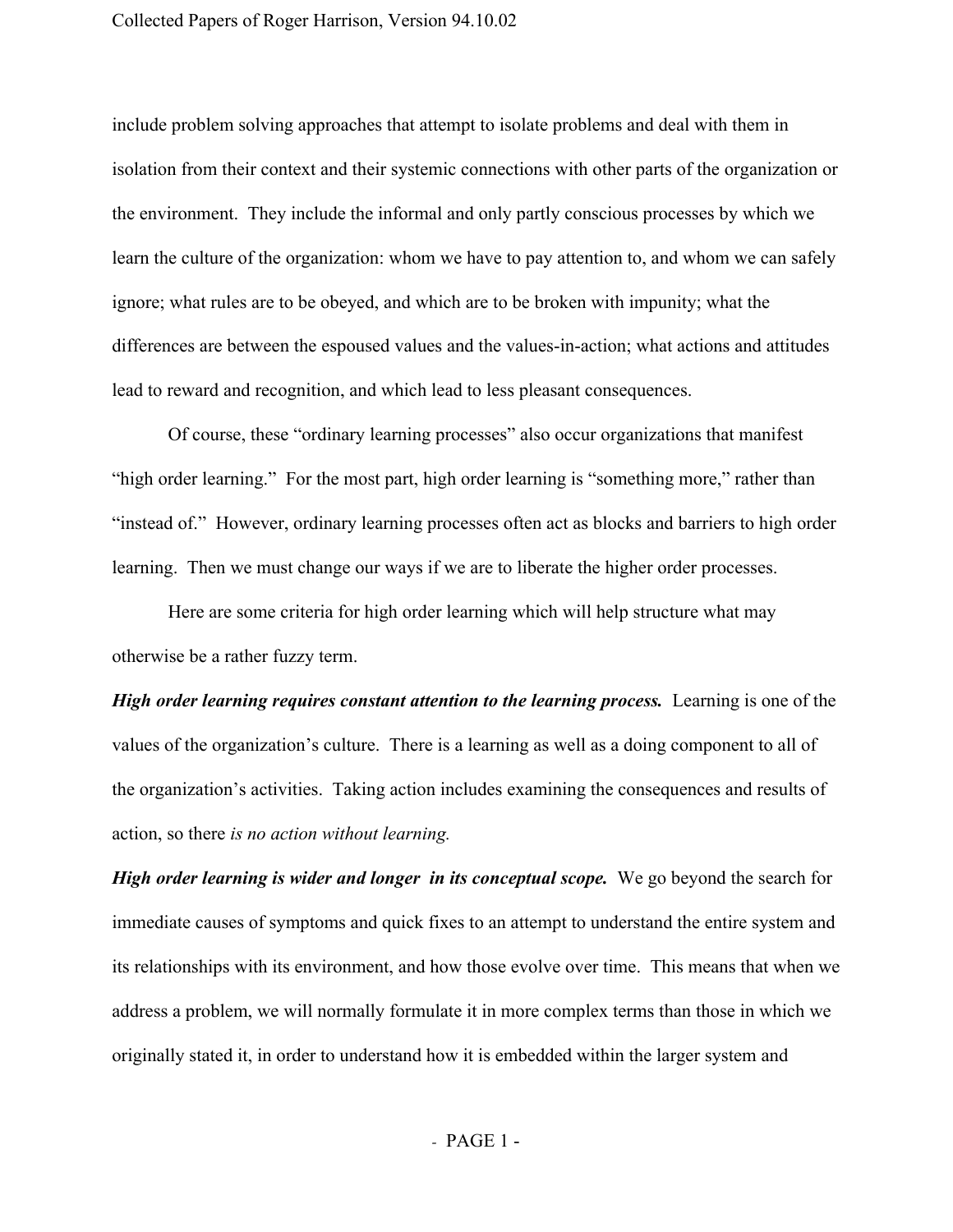include problem solving approaches that attempt to isolate problems and deal with them in isolation from their context and their systemic connections with other parts of the organization or the environment. They include the informal and only partly conscious processes by which we learn the culture of the organization: whom we have to pay attention to, and whom we can safely ignore; what rules are to be obeyed, and which are to be broken with impunity; what the differences are between the espoused values and the values-in-action; what actions and attitudes lead to reward and recognition, and which lead to less pleasant consequences.

Of course, these "ordinary learning processes" also occur organizations that manifest "high order learning." For the most part, high order learning is "something more," rather than "instead of." However, ordinary learning processes often act as blocks and barriers to high order learning. Then we must change our ways if we are to liberate the higher order processes.

Here are some criteria for high order learning which will help structure what may otherwise be a rather fuzzy term.

***High order learning requires constant attention to the learning process.*** Learning is one of the values of the organization's culture. There is a learning as well as a doing component to all of the organization's activities. Taking action includes examining the consequences and results of action, so there *is no action without learning.*

***High order learning is wider and longer in its conceptual scope.*** We go beyond the search for immediate causes of symptoms and quick fixes to an attempt to understand the entire system and its relationships with its environment, and how those evolve over time. This means that when we address a problem, we will normally formulate it in more complex terms than those in which we originally stated it, in order to understand how it is embedded within the larger system and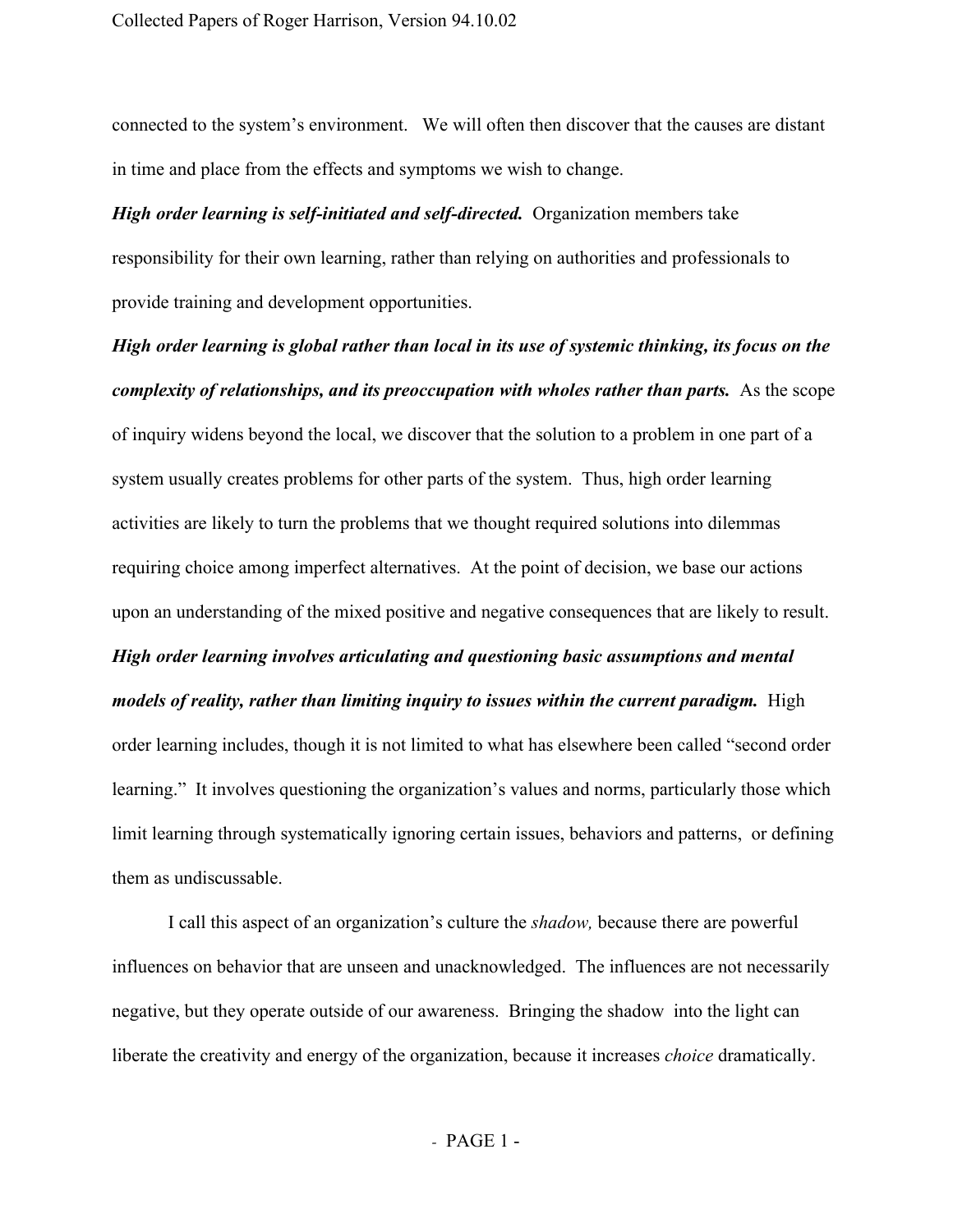connected to the system's environment. We will often then discover that the causes are distant in time and place from the effects and symptoms we wish to change.

***High order learning is self-initiated and self-directed.*** Organization members take responsibility for their own learning, rather than relying on authorities and professionals to provide training and development opportunities.

***High order learning is global rather than local in its use of systemic thinking, its focus on the complexity of relationships, and its preoccupation with wholes rather than parts.*** As the scope of inquiry widens beyond the local, we discover that the solution to a problem in one part of a system usually creates problems for other parts of the system. Thus, high order learning activities are likely to turn the problems that we thought required solutions into dilemmas requiring choice among imperfect alternatives. At the point of decision, we base our actions upon an understanding of the mixed positive and negative consequences that are likely to result.

***High order learning involves articulating and questioning basic assumptions and mental models of reality, rather than limiting inquiry to issues within the current paradigm.*** High order learning includes, though it is not limited to what has elsewhere been called "second order learning." It involves questioning the organization's values and norms, particularly those which limit learning through systematically ignoring certain issues, behaviors and patterns, or defining them as undiscussable.

I call this aspect of an organization's culture the *shadow,* because there are powerful influences on behavior that are unseen and unacknowledged. The influences are not necessarily negative, but they operate outside of our awareness. Bringing the shadow into the light can liberate the creativity and energy of the organization, because it increases *choice* dramatically.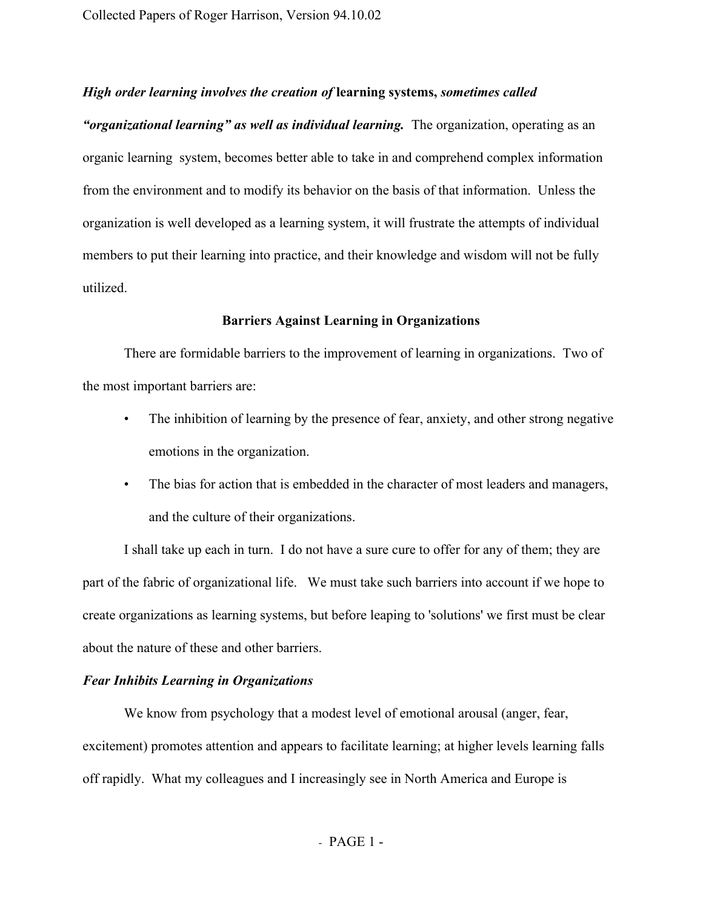***High order learning involves the creation of* learning systems, *sometimes called "organizational learning" as well as individual learning.*** The organization, operating as an organic learning system, becomes better able to take in and comprehend complex information from the environment and to modify its behavior on the basis of that information. Unless the organization is well developed as a learning system, it will frustrate the attempts of individual members to put their learning into practice, and their knowledge and wisdom will not be fully utilized.

## Barriers Against Learning in Organizations

There are formidable barriers to the improvement of learning in organizations. Two of the most important barriers are:

- The inhibition of learning by the presence of fear, anxiety, and other strong negative emotions in the organization.
- The bias for action that is embedded in the character of most leaders and managers, and the culture of their organizations.

I shall take up each in turn. I do not have a sure cure to offer for any of them; they are part of the fabric of organizational life. We must take such barriers into account if we hope to create organizations as learning systems, but before leaping to 'solutions' we first must be clear about the nature of these and other barriers.

### *Fear Inhibits Learning in Organizations*

We know from psychology that a modest level of emotional arousal (anger, fear, excitement) promotes attention and appears to facilitate learning; at higher levels learning falls off rapidly. What my colleagues and I increasingly see in North America and Europe is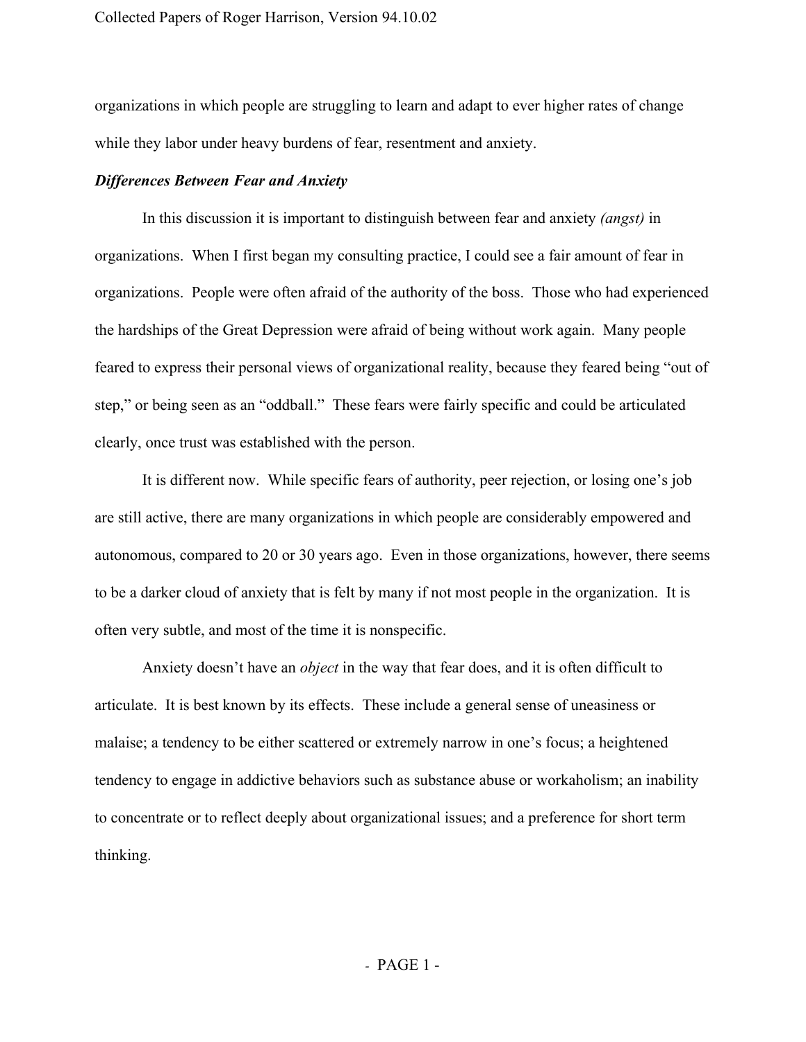organizations in which people are struggling to learn and adapt to ever higher rates of change while they labor under heavy burdens of fear, resentment and anxiety.

### *Differences Between Fear and Anxiety*

In this discussion it is important to distinguish between fear and anxiety *(angst)* in organizations. When I first began my consulting practice, I could see a fair amount of fear in organizations. People were often afraid of the authority of the boss. Those who had experienced the hardships of the Great Depression were afraid of being without work again. Many people feared to express their personal views of organizational reality, because they feared being "out of step," or being seen as an "oddball." These fears were fairly specific and could be articulated clearly, once trust was established with the person.

It is different now. While specific fears of authority, peer rejection, or losing one's job are still active, there are many organizations in which people are considerably empowered and autonomous, compared to 20 or 30 years ago. Even in those organizations, however, there seems to be a darker cloud of anxiety that is felt by many if not most people in the organization. It is often very subtle, and most of the time it is nonspecific.

Anxiety doesn't have an *object* in the way that fear does, and it is often difficult to articulate. It is best known by its effects. These include a general sense of uneasiness or malaise; a tendency to be either scattered or extremely narrow in one's focus; a heightened tendency to engage in addictive behaviors such as substance abuse or workaholism; an inability to concentrate or to reflect deeply about organizational issues; and a preference for short term thinking.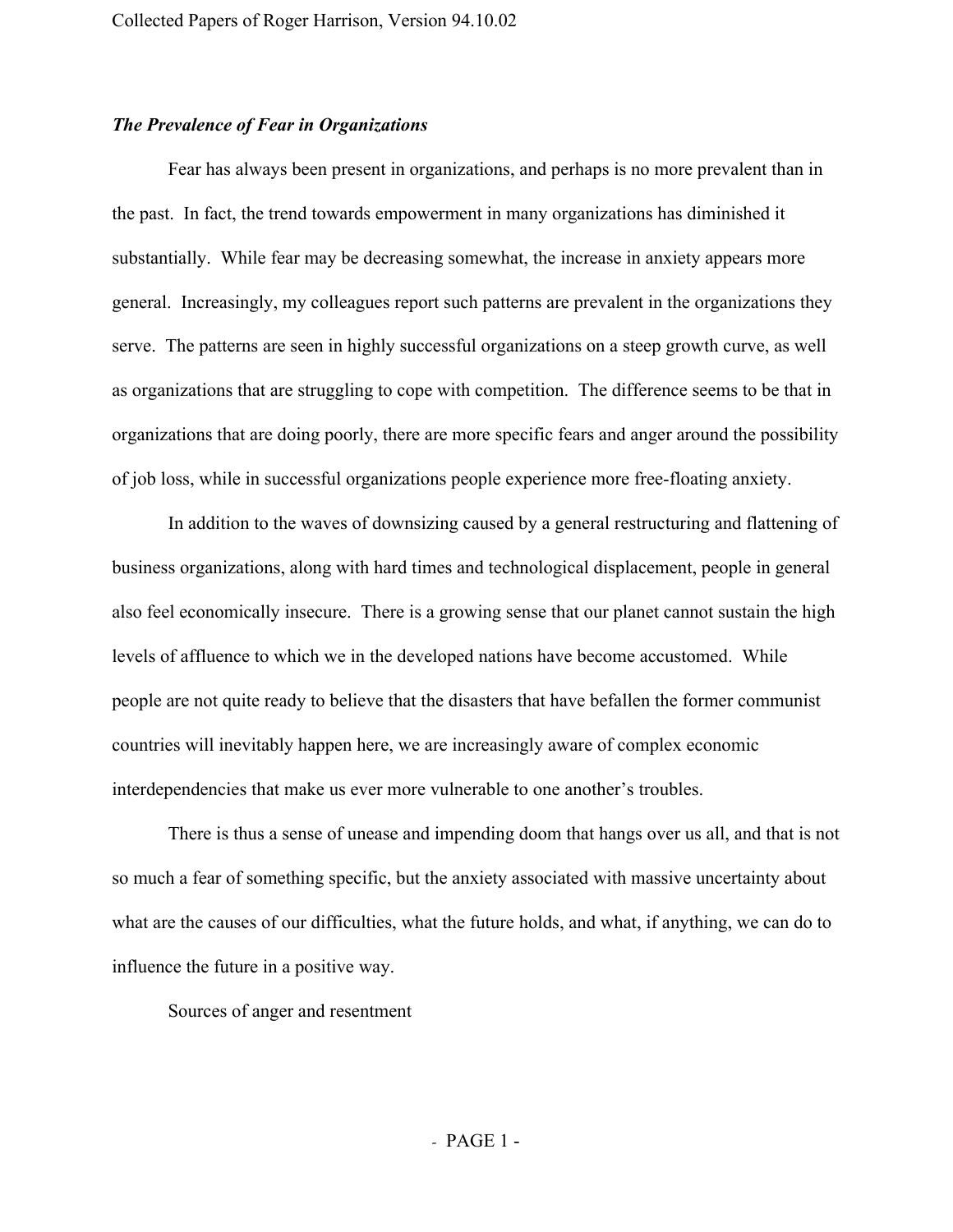### *The Prevalence of Fear in Organizations*

Fear has always been present in organizations, and perhaps is no more prevalent than in the past. In fact, the trend towards empowerment in many organizations has diminished it substantially. While fear may be decreasing somewhat, the increase in anxiety appears more general. Increasingly, my colleagues report such patterns are prevalent in the organizations they serve. The patterns are seen in highly successful organizations on a steep growth curve, as well as organizations that are struggling to cope with competition. The difference seems to be that in organizations that are doing poorly, there are more specific fears and anger around the possibility of job loss, while in successful organizations people experience more free-floating anxiety.

In addition to the waves of downsizing caused by a general restructuring and flattening of business organizations, along with hard times and technological displacement, people in general also feel economically insecure. There is a growing sense that our planet cannot sustain the high levels of affluence to which we in the developed nations have become accustomed. While people are not quite ready to believe that the disasters that have befallen the former communist countries will inevitably happen here, we are increasingly aware of complex economic interdependencies that make us ever more vulnerable to one another's troubles.

There is thus a sense of unease and impending doom that hangs over us all, and that is not so much a fear of something specific, but the anxiety associated with massive uncertainty about what are the causes of our difficulties, what the future holds, and what, if anything, we can do to influence the future in a positive way.

Sources of anger and resentment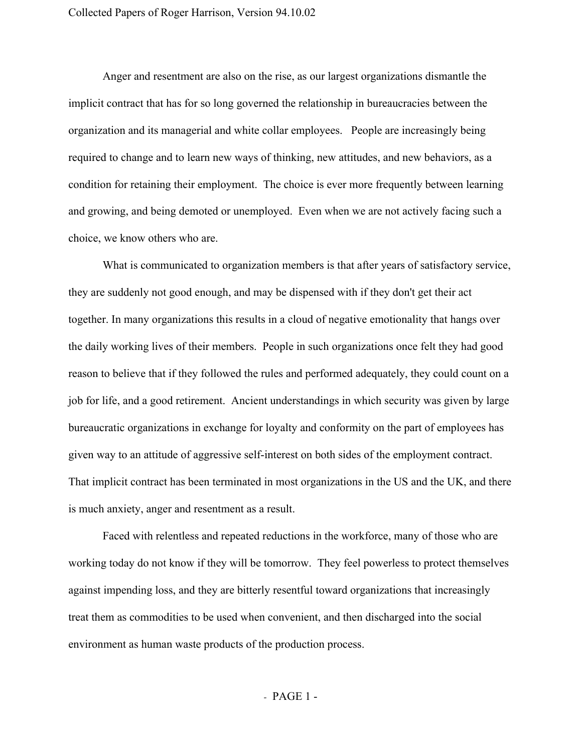Anger and resentment are also on the rise, as our largest organizations dismantle the implicit contract that has for so long governed the relationship in bureaucracies between the organization and its managerial and white collar employees. People are increasingly being required to change and to learn new ways of thinking, new attitudes, and new behaviors, as a condition for retaining their employment. The choice is ever more frequently between learning and growing, and being demoted or unemployed. Even when we are not actively facing such a choice, we know others who are.

What is communicated to organization members is that after years of satisfactory service, they are suddenly not good enough, and may be dispensed with if they don't get their act together. In many organizations this results in a cloud of negative emotionality that hangs over the daily working lives of their members. People in such organizations once felt they had good reason to believe that if they followed the rules and performed adequately, they could count on a job for life, and a good retirement. Ancient understandings in which security was given by large bureaucratic organizations in exchange for loyalty and conformity on the part of employees has given way to an attitude of aggressive self-interest on both sides of the employment contract. That implicit contract has been terminated in most organizations in the US and the UK, and there is much anxiety, anger and resentment as a result.

Faced with relentless and repeated reductions in the workforce, many of those who are working today do not know if they will be tomorrow. They feel powerless to protect themselves against impending loss, and they are bitterly resentful toward organizations that increasingly treat them as commodities to be used when convenient, and then discharged into the social environment as human waste products of the production process.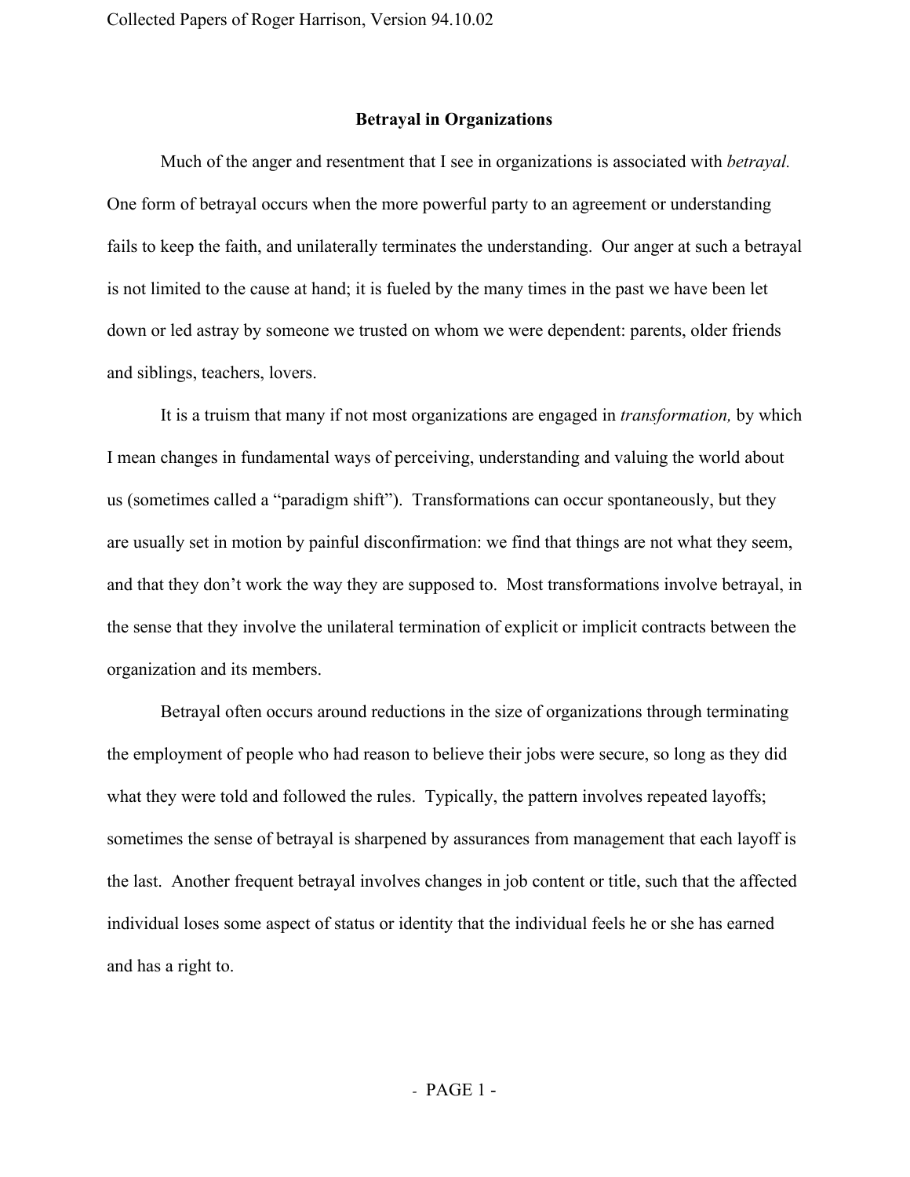## Betrayal in Organizations

Much of the anger and resentment that I see in organizations is associated with *betrayal.* One form of betrayal occurs when the more powerful party to an agreement or understanding fails to keep the faith, and unilaterally terminates the understanding. Our anger at such a betrayal is not limited to the cause at hand; it is fueled by the many times in the past we have been let down or led astray by someone we trusted on whom we were dependent: parents, older friends and siblings, teachers, lovers.

It is a truism that many if not most organizations are engaged in *transformation,* by which I mean changes in fundamental ways of perceiving, understanding and valuing the world about us (sometimes called a "paradigm shift"). Transformations can occur spontaneously, but they are usually set in motion by painful disconfirmation: we find that things are not what they seem, and that they don't work the way they are supposed to. Most transformations involve betrayal, in the sense that they involve the unilateral termination of explicit or implicit contracts between the organization and its members.

Betrayal often occurs around reductions in the size of organizations through terminating the employment of people who had reason to believe their jobs were secure, so long as they did what they were told and followed the rules. Typically, the pattern involves repeated layoffs; sometimes the sense of betrayal is sharpened by assurances from management that each layoff is the last. Another frequent betrayal involves changes in job content or title, such that the affected individual loses some aspect of status or identity that the individual feels he or she has earned and has a right to.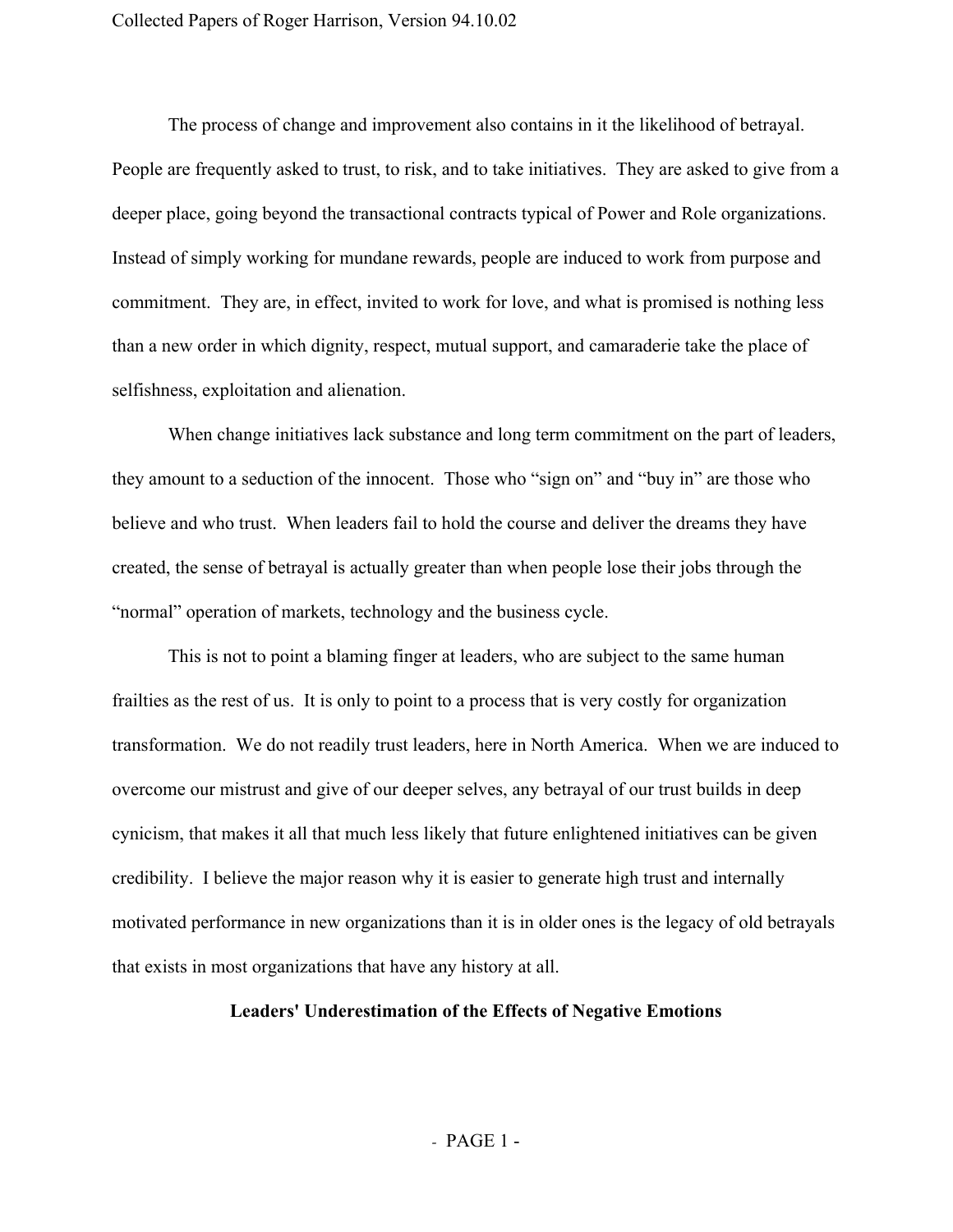The process of change and improvement also contains in it the likelihood of betrayal. People are frequently asked to trust, to risk, and to take initiatives. They are asked to give from a deeper place, going beyond the transactional contracts typical of Power and Role organizations. Instead of simply working for mundane rewards, people are induced to work from purpose and commitment. They are, in effect, invited to work for love, and what is promised is nothing less than a new order in which dignity, respect, mutual support, and camaraderie take the place of selfishness, exploitation and alienation.

When change initiatives lack substance and long term commitment on the part of leaders, they amount to a seduction of the innocent. Those who "sign on" and "buy in" are those who believe and who trust. When leaders fail to hold the course and deliver the dreams they have created, the sense of betrayal is actually greater than when people lose their jobs through the "normal" operation of markets, technology and the business cycle.

This is not to point a blaming finger at leaders, who are subject to the same human frailties as the rest of us. It is only to point to a process that is very costly for organization transformation. We do not readily trust leaders, here in North America. When we are induced to overcome our mistrust and give of our deeper selves, any betrayal of our trust builds in deep cynicism, that makes it all that much less likely that future enlightened initiatives can be given credibility. I believe the major reason why it is easier to generate high trust and internally motivated performance in new organizations than it is in older ones is the legacy of old betrayals that exists in most organizations that have any history at all.

### Leaders' Underestimation of the Effects of Negative Emotions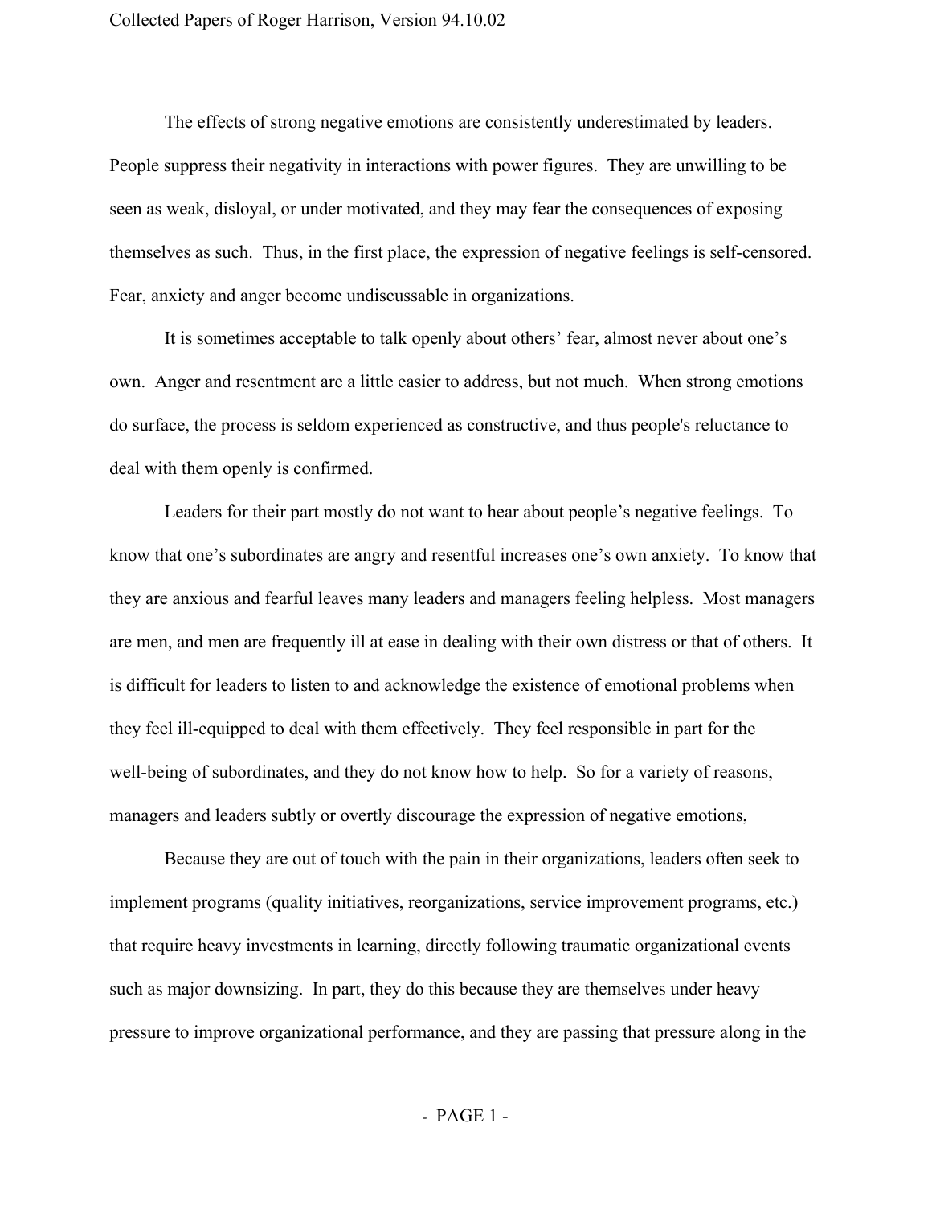The effects of strong negative emotions are consistently underestimated by leaders. People suppress their negativity in interactions with power figures. They are unwilling to be seen as weak, disloyal, or under motivated, and they may fear the consequences of exposing themselves as such. Thus, in the first place, the expression of negative feelings is self-censored. Fear, anxiety and anger become undiscussable in organizations.

It is sometimes acceptable to talk openly about others' fear, almost never about one's own. Anger and resentment are a little easier to address, but not much. When strong emotions do surface, the process is seldom experienced as constructive, and thus people's reluctance to deal with them openly is confirmed.

Leaders for their part mostly do not want to hear about people's negative feelings. To know that one's subordinates are angry and resentful increases one's own anxiety. To know that they are anxious and fearful leaves many leaders and managers feeling helpless. Most managers are men, and men are frequently ill at ease in dealing with their own distress or that of others. It is difficult for leaders to listen to and acknowledge the existence of emotional problems when they feel ill-equipped to deal with them effectively. They feel responsible in part for the well-being of subordinates, and they do not know how to help. So for a variety of reasons, managers and leaders subtly or overtly discourage the expression of negative emotions,

Because they are out of touch with the pain in their organizations, leaders often seek to implement programs (quality initiatives, reorganizations, service improvement programs, etc.) that require heavy investments in learning, directly following traumatic organizational events such as major downsizing. In part, they do this because they are themselves under heavy pressure to improve organizational performance, and they are passing that pressure along in the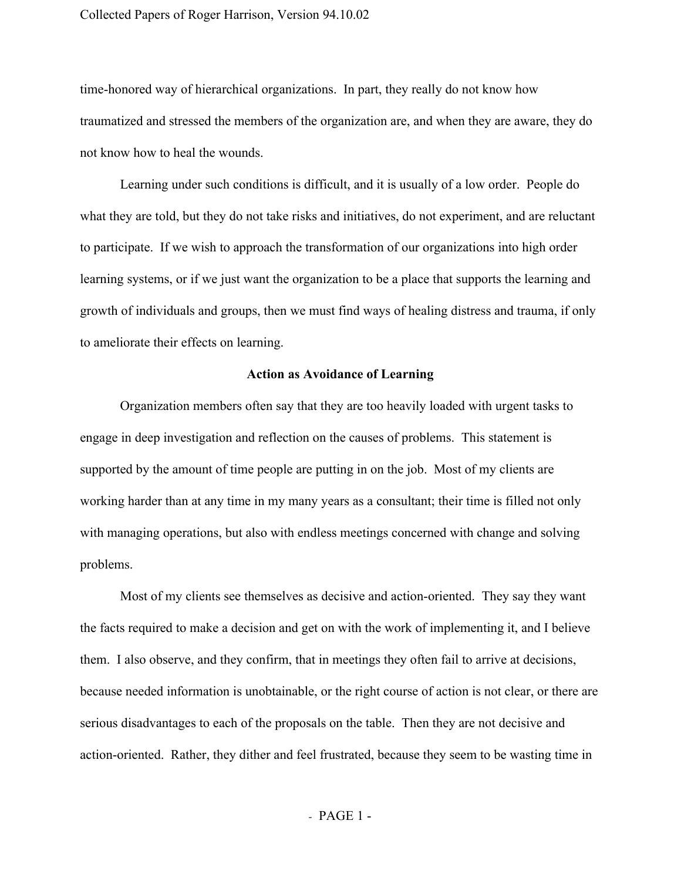time-honored way of hierarchical organizations. In part, they really do not know how traumatized and stressed the members of the organization are, and when they are aware, they do not know how to heal the wounds.

Learning under such conditions is difficult, and it is usually of a low order. People do what they are told, but they do not take risks and initiatives, do not experiment, and are reluctant to participate. If we wish to approach the transformation of our organizations into high order learning systems, or if we just want the organization to be a place that supports the learning and growth of individuals and groups, then we must find ways of healing distress and trauma, if only to ameliorate their effects on learning.

### Action as Avoidance of Learning

Organization members often say that they are too heavily loaded with urgent tasks to engage in deep investigation and reflection on the causes of problems. This statement is supported by the amount of time people are putting in on the job. Most of my clients are working harder than at any time in my many years as a consultant; their time is filled not only with managing operations, but also with endless meetings concerned with change and solving problems.

Most of my clients see themselves as decisive and action-oriented. They say they want the facts required to make a decision and get on with the work of implementing it, and I believe them. I also observe, and they confirm, that in meetings they often fail to arrive at decisions, because needed information is unobtainable, or the right course of action is not clear, or there are serious disadvantages to each of the proposals on the table. Then they are not decisive and action-oriented. Rather, they dither and feel frustrated, because they seem to be wasting time in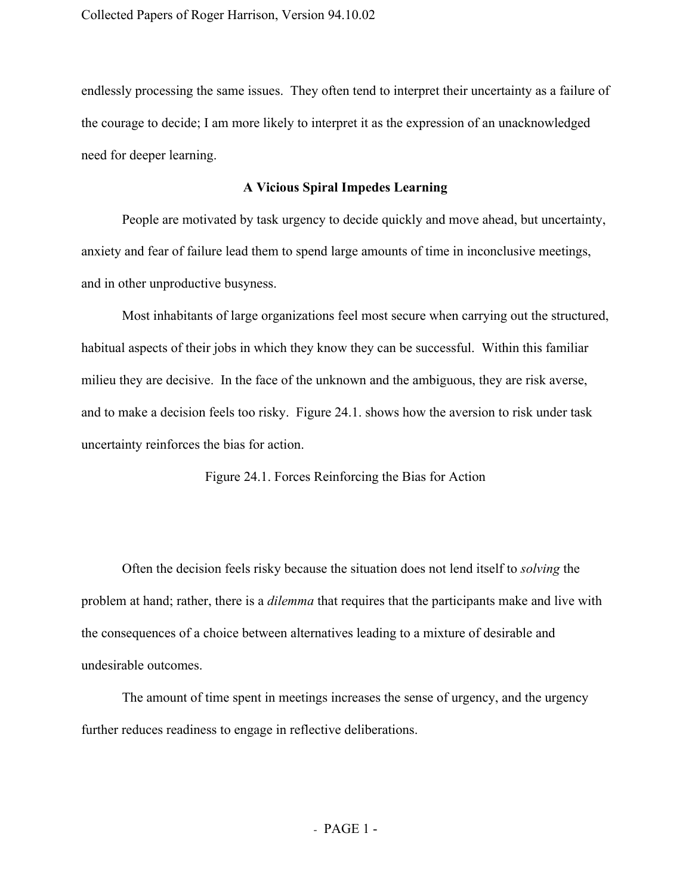endlessly processing the same issues. They often tend to interpret their uncertainty as a failure of the courage to decide; I am more likely to interpret it as the expression of an unacknowledged need for deeper learning.

### A Vicious Spiral Impedes Learning

People are motivated by task urgency to decide quickly and move ahead, but uncertainty, anxiety and fear of failure lead them to spend large amounts of time in inconclusive meetings, and in other unproductive busyness.

Most inhabitants of large organizations feel most secure when carrying out the structured, habitual aspects of their jobs in which they know they can be successful. Within this familiar milieu they are decisive. In the face of the unknown and the ambiguous, they are risk averse, and to make a decision feels too risky. Figure 24.1. shows how the aversion to risk under task uncertainty reinforces the bias for action.

Figure 24.1. Forces Reinforcing the Bias for Action

Often the decision feels risky because the situation does not lend itself to *solving* the problem at hand; rather, there is a *dilemma* that requires that the participants make and live with the consequences of a choice between alternatives leading to a mixture of desirable and undesirable outcomes.

The amount of time spent in meetings increases the sense of urgency, and the urgency further reduces readiness to engage in reflective deliberations.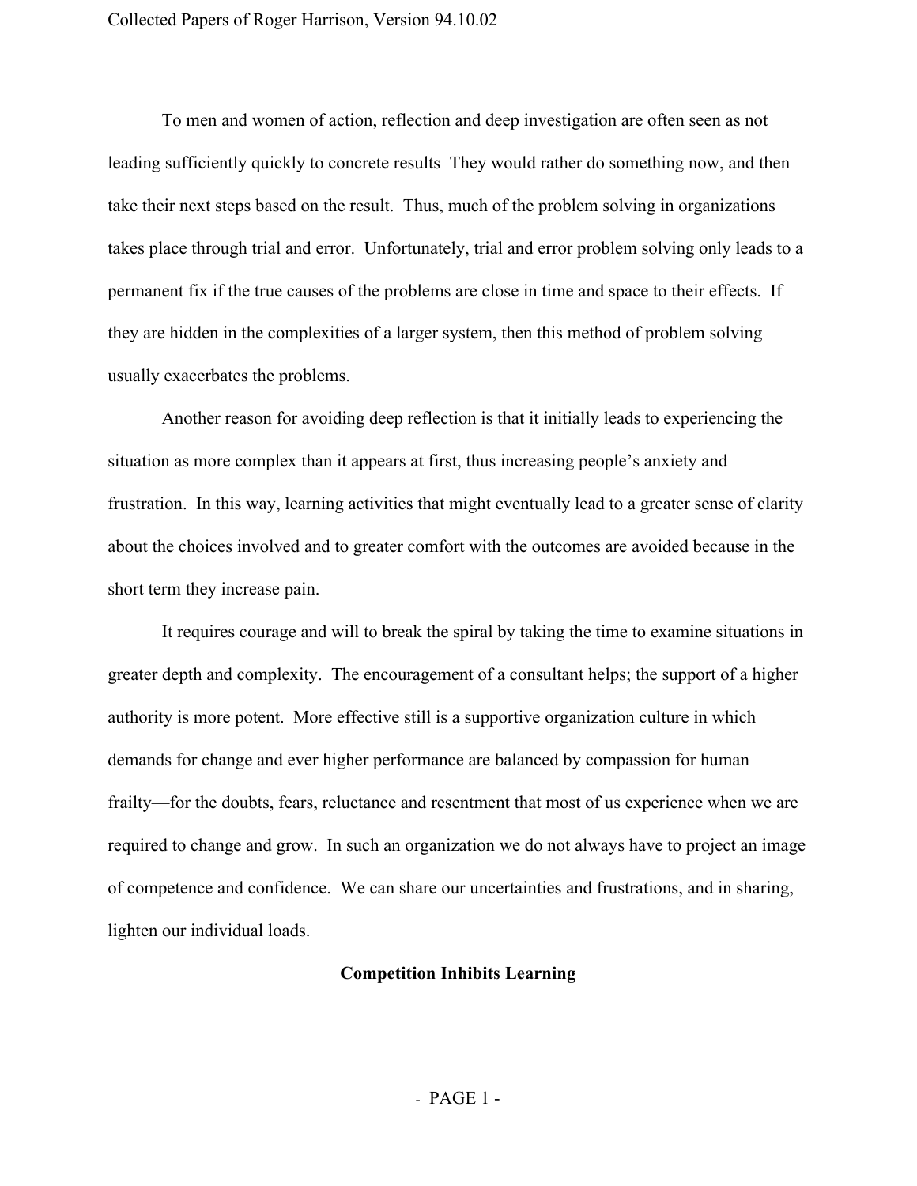To men and women of action, reflection and deep investigation are often seen as not leading sufficiently quickly to concrete results  They would rather do something now, and then take their next steps based on the result.  Thus, much of the problem solving in organizations takes place through trial and error.  Unfortunately, trial and error problem solving only leads to a permanent fix if the true causes of the problems are close in time and space to their effects.  If they are hidden in the complexities of a larger system, then this method of problem solving usually exacerbates the problems.

Another reason for avoiding deep reflection is that it initially leads to experiencing the situation as more complex than it appears at first, thus increasing people's anxiety and frustration.  In this way, learning activities that might eventually lead to a greater sense of clarity about the choices involved and to greater comfort with the outcomes are avoided because in the short term they increase pain.

It requires courage and will to break the spiral by taking the time to examine situations in greater depth and complexity.  The encouragement of a consultant helps; the support of a higher authority is more potent.  More effective still is a supportive organization culture in which demands for change and ever higher performance are balanced by compassion for human frailty—for the doubts, fears, reluctance and resentment that most of us experience when we are required to change and grow.  In such an organization we do not always have to project an image of competence and confidence.  We can share our uncertainties and frustrations, and in sharing, lighten our individual loads.

## Competition Inhibits Learning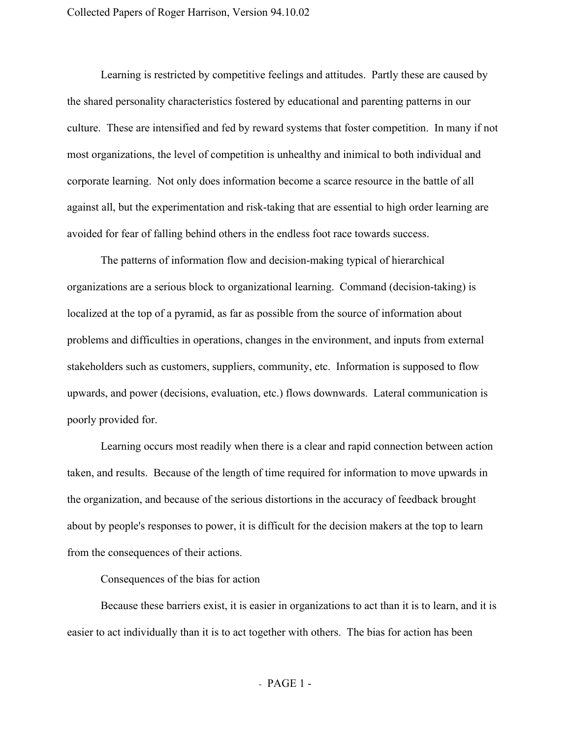Learning is restricted by competitive feelings and attitudes. Partly these are caused by the shared personality characteristics fostered by educational and parenting patterns in our culture. These are intensified and fed by reward systems that foster competition. In many if not most organizations, the level of competition is unhealthy and inimical to both individual and corporate learning. Not only does information become a scarce resource in the battle of all against all, but the experimentation and risk-taking that are essential to high order learning are avoided for fear of falling behind others in the endless foot race towards success.

The patterns of information flow and decision-making typical of hierarchical organizations are a serious block to organizational learning. Command (decision-taking) is localized at the top of a pyramid, as far as possible from the source of information about problems and difficulties in operations, changes in the environment, and inputs from external stakeholders such as customers, suppliers, community, etc. Information is supposed to flow upwards, and power (decisions, evaluation, etc.) flows downwards. Lateral communication is poorly provided for.

Learning occurs most readily when there is a clear and rapid connection between action taken, and results. Because of the length of time required for information to move upwards in the organization, and because of the serious distortions in the accuracy of feedback brought about by people's responses to power, it is difficult for the decision makers at the top to learn from the consequences of their actions.

## Consequences of the bias for action

Because these barriers exist, it is easier in organizations to act than it is to learn, and it is easier to act individually than it is to act together with others. The bias for action has been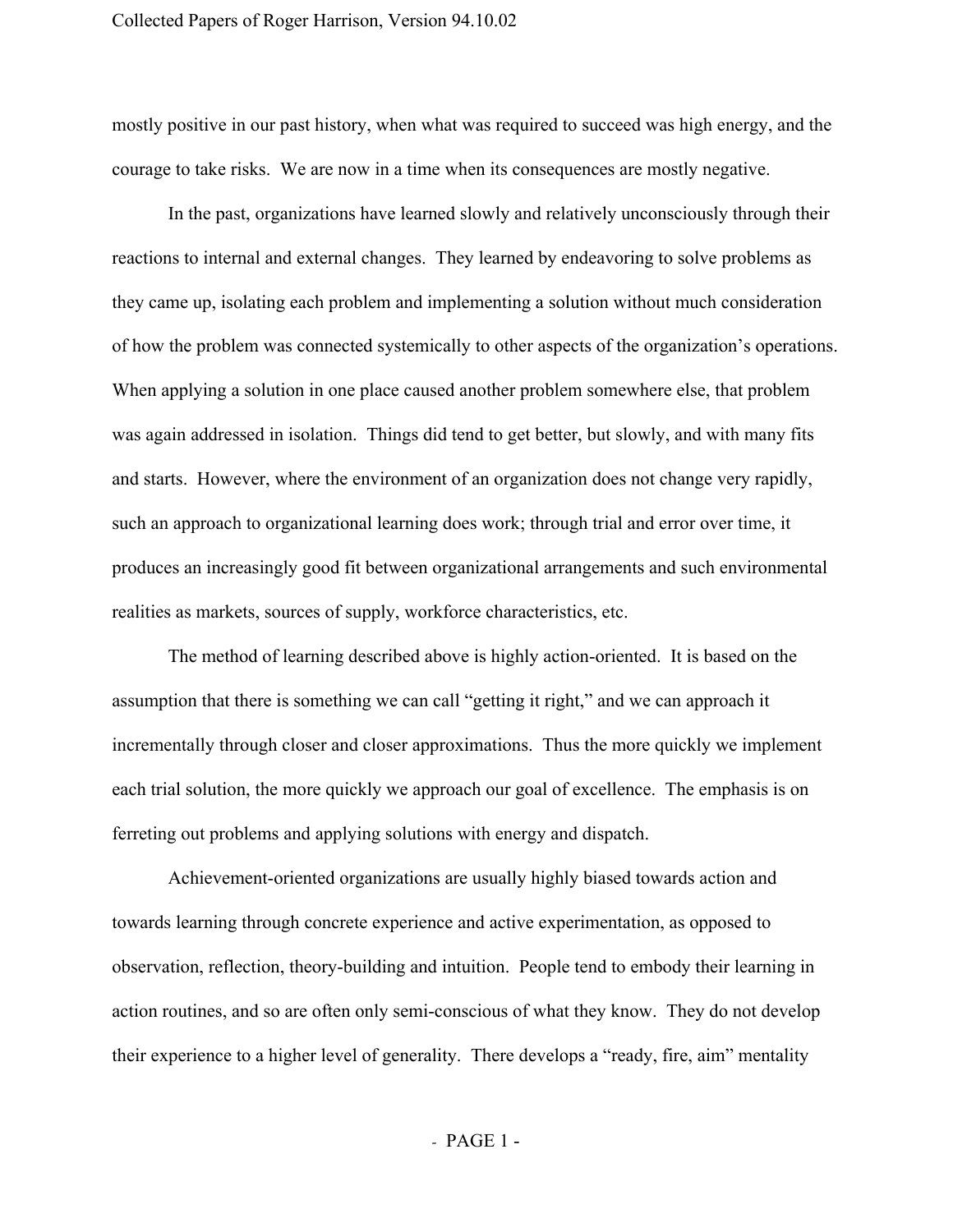mostly positive in our past history, when what was required to succeed was high energy, and the courage to take risks. We are now in a time when its consequences are mostly negative.

In the past, organizations have learned slowly and relatively unconsciously through their reactions to internal and external changes. They learned by endeavoring to solve problems as they came up, isolating each problem and implementing a solution without much consideration of how the problem was connected systemically to other aspects of the organization's operations. When applying a solution in one place caused another problem somewhere else, that problem was again addressed in isolation. Things did tend to get better, but slowly, and with many fits and starts. However, where the environment of an organization does not change very rapidly, such an approach to organizational learning does work; through trial and error over time, it produces an increasingly good fit between organizational arrangements and such environmental realities as markets, sources of supply, workforce characteristics, etc.

The method of learning described above is highly action-oriented. It is based on the assumption that there is something we can call "getting it right," and we can approach it incrementally through closer and closer approximations. Thus the more quickly we implement each trial solution, the more quickly we approach our goal of excellence. The emphasis is on ferreting out problems and applying solutions with energy and dispatch.

Achievement-oriented organizations are usually highly biased towards action and towards learning through concrete experience and active experimentation, as opposed to observation, reflection, theory-building and intuition. People tend to embody their learning in action routines, and so are often only semi-conscious of what they know. They do not develop their experience to a higher level of generality. There develops a "ready, fire, aim" mentality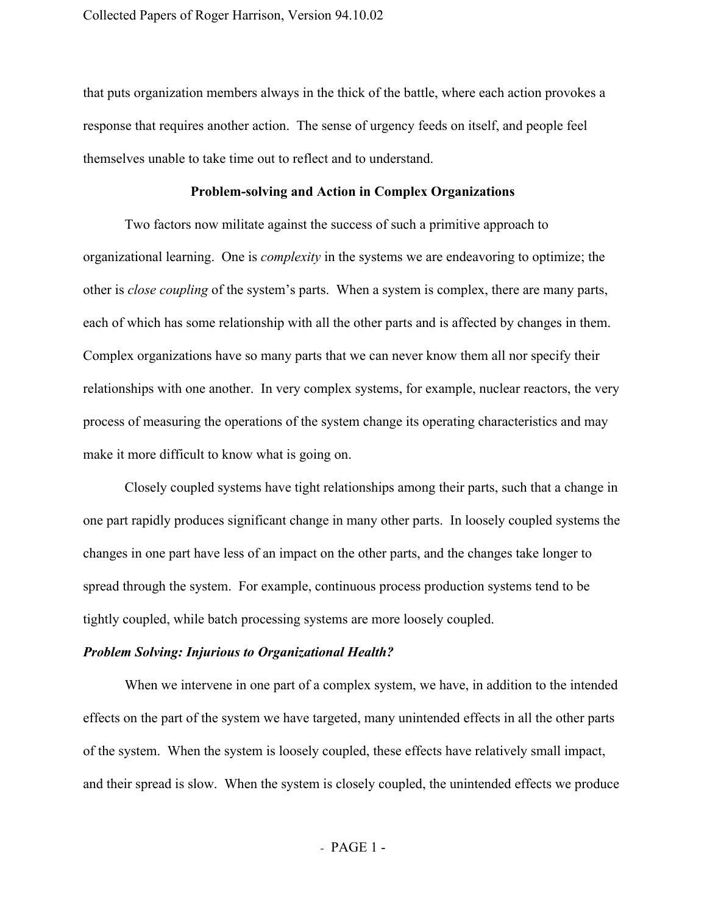that puts organization members always in the thick of the battle, where each action provokes a response that requires another action. The sense of urgency feeds on itself, and people feel themselves unable to take time out to reflect and to understand.

## Problem-solving and Action in Complex Organizations

Two factors now militate against the success of such a primitive approach to organizational learning. One is *complexity* in the systems we are endeavoring to optimize; the other is *close coupling* of the system's parts. When a system is complex, there are many parts, each of which has some relationship with all the other parts and is affected by changes in them. Complex organizations have so many parts that we can never know them all nor specify their relationships with one another. In very complex systems, for example, nuclear reactors, the very process of measuring the operations of the system change its operating characteristics and may make it more difficult to know what is going on.

Closely coupled systems have tight relationships among their parts, such that a change in one part rapidly produces significant change in many other parts. In loosely coupled systems the changes in one part have less of an impact on the other parts, and the changes take longer to spread through the system. For example, continuous process production systems tend to be tightly coupled, while batch processing systems are more loosely coupled.

### *Problem Solving: Injurious to Organizational Health?*

When we intervene in one part of a complex system, we have, in addition to the intended effects on the part of the system we have targeted, many unintended effects in all the other parts of the system. When the system is loosely coupled, these effects have relatively small impact, and their spread is slow. When the system is closely coupled, the unintended effects we produce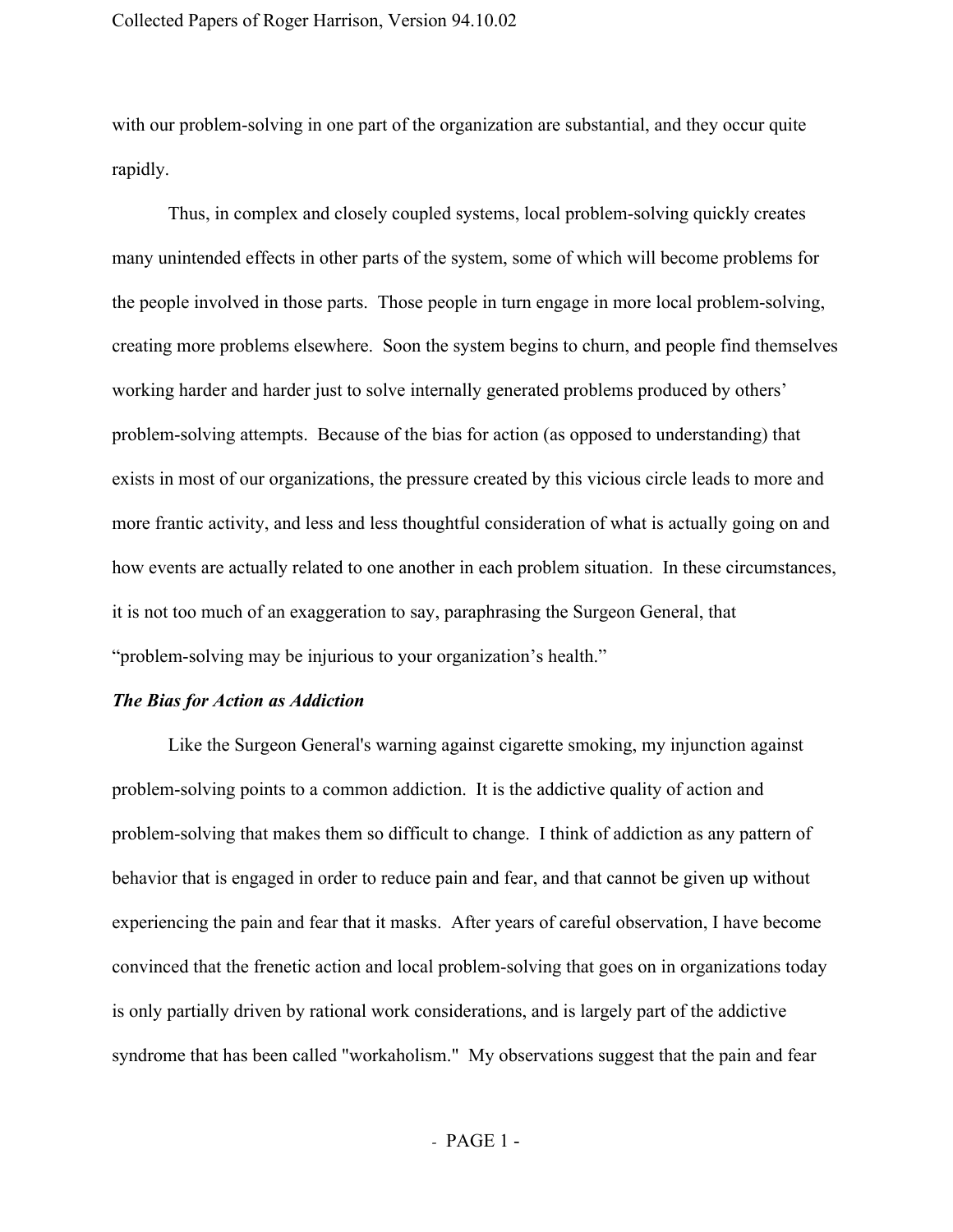with our problem-solving in one part of the organization are substantial, and they occur quite rapidly.

Thus, in complex and closely coupled systems, local problem-solving quickly creates many unintended effects in other parts of the system, some of which will become problems for the people involved in those parts. Those people in turn engage in more local problem-solving, creating more problems elsewhere. Soon the system begins to churn, and people find themselves working harder and harder just to solve internally generated problems produced by others' problem-solving attempts. Because of the bias for action (as opposed to understanding) that exists in most of our organizations, the pressure created by this vicious circle leads to more and more frantic activity, and less and less thoughtful consideration of what is actually going on and how events are actually related to one another in each problem situation. In these circumstances, it is not too much of an exaggeration to say, paraphrasing the Surgeon General, that "problem-solving may be injurious to your organization's health."

***The Bias for Action as Addiction***

Like the Surgeon General's warning against cigarette smoking, my injunction against problem-solving points to a common addiction. It is the addictive quality of action and problem-solving that makes them so difficult to change. I think of addiction as any pattern of behavior that is engaged in order to reduce pain and fear, and that cannot be given up without experiencing the pain and fear that it masks. After years of careful observation, I have become convinced that the frenetic action and local problem-solving that goes on in organizations today is only partially driven by rational work considerations, and is largely part of the addictive syndrome that has been called "workaholism." My observations suggest that the pain and fear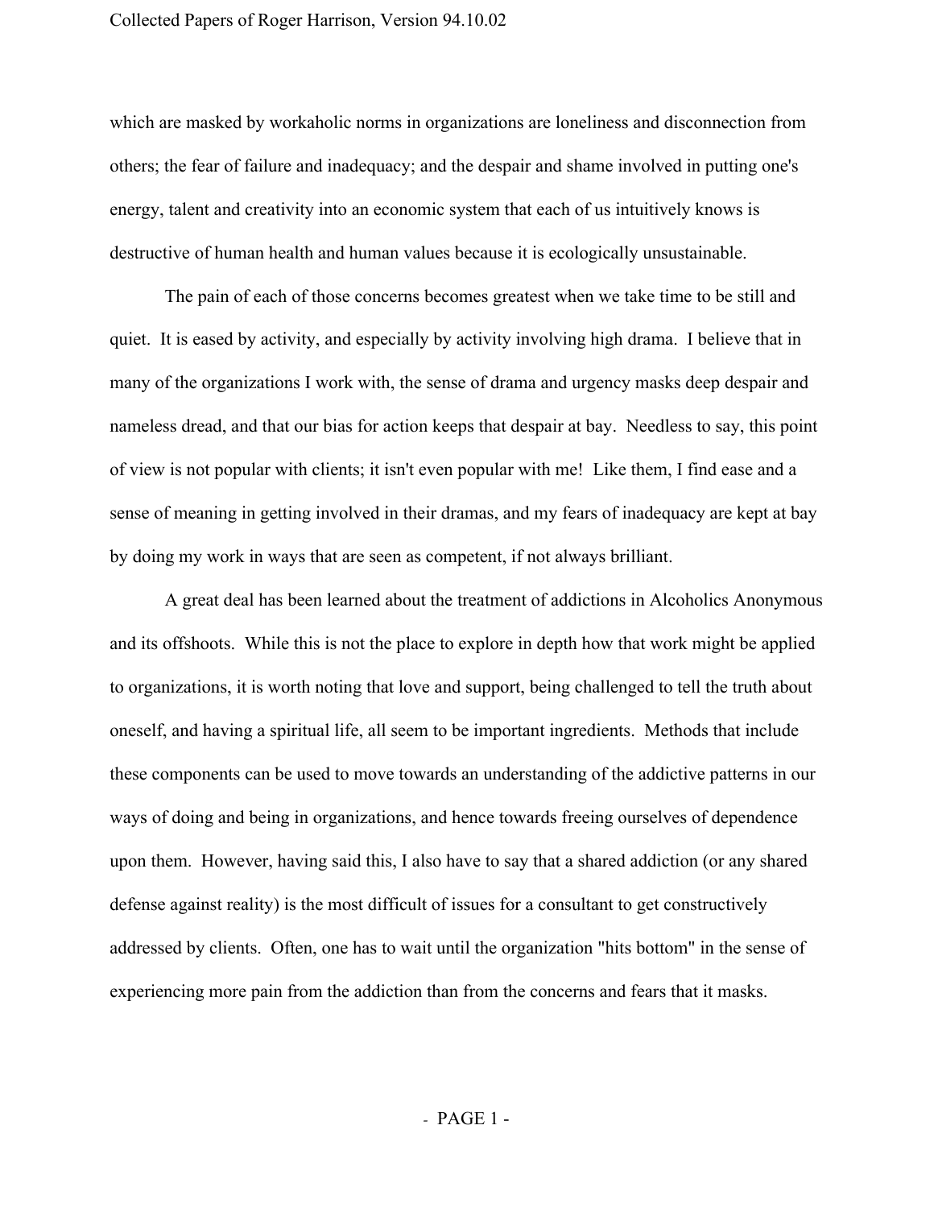which are masked by workaholic norms in organizations are loneliness and disconnection from others; the fear of failure and inadequacy; and the despair and shame involved in putting one's energy, talent and creativity into an economic system that each of us intuitively knows is destructive of human health and human values because it is ecologically unsustainable.

The pain of each of those concerns becomes greatest when we take time to be still and quiet. It is eased by activity, and especially by activity involving high drama. I believe that in many of the organizations I work with, the sense of drama and urgency masks deep despair and nameless dread, and that our bias for action keeps that despair at bay. Needless to say, this point of view is not popular with clients; it isn't even popular with me! Like them, I find ease and a sense of meaning in getting involved in their dramas, and my fears of inadequacy are kept at bay by doing my work in ways that are seen as competent, if not always brilliant.

A great deal has been learned about the treatment of addictions in Alcoholics Anonymous and its offshoots. While this is not the place to explore in depth how that work might be applied to organizations, it is worth noting that love and support, being challenged to tell the truth about oneself, and having a spiritual life, all seem to be important ingredients. Methods that include these components can be used to move towards an understanding of the addictive patterns in our ways of doing and being in organizations, and hence towards freeing ourselves of dependence upon them. However, having said this, I also have to say that a shared addiction (or any shared defense against reality) is the most difficult of issues for a consultant to get constructively addressed by clients. Often, one has to wait until the organization "hits bottom" in the sense of experiencing more pain from the addiction than from the concerns and fears that it masks.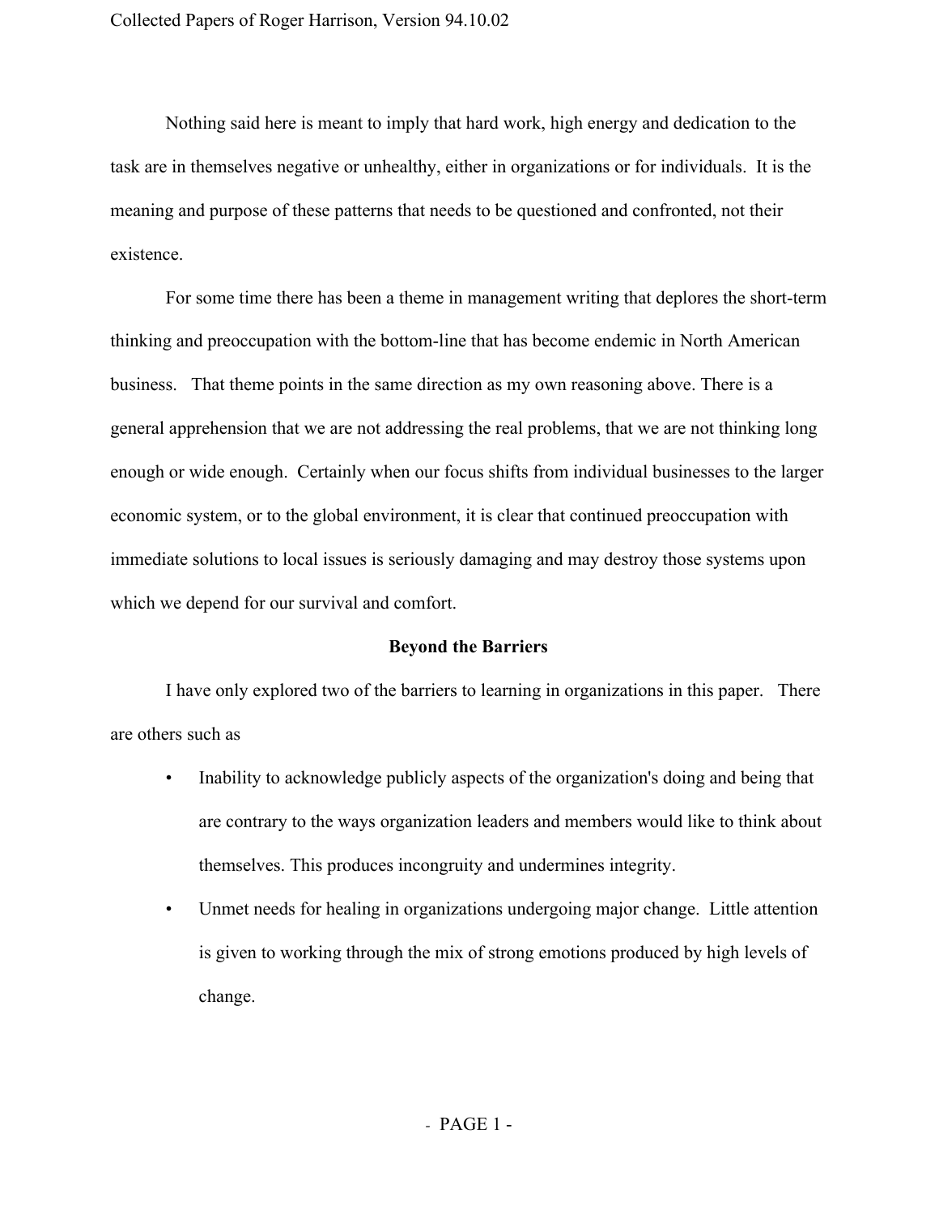Nothing said here is meant to imply that hard work, high energy and dedication to the task are in themselves negative or unhealthy, either in organizations or for individuals. It is the meaning and purpose of these patterns that needs to be questioned and confronted, not their existence.

For some time there has been a theme in management writing that deplores the short-term thinking and preoccupation with the bottom-line that has become endemic in North American business. That theme points in the same direction as my own reasoning above. There is a general apprehension that we are not addressing the real problems, that we are not thinking long enough or wide enough. Certainly when our focus shifts from individual businesses to the larger economic system, or to the global environment, it is clear that continued preoccupation with immediate solutions to local issues is seriously damaging and may destroy those systems upon which we depend for our survival and comfort.

**Beyond the Barriers**

I have only explored two of the barriers to learning in organizations in this paper. There are others such as

- Inability to acknowledge publicly aspects of the organization's doing and being that are contrary to the ways organization leaders and members would like to think about themselves. This produces incongruity and undermines integrity.
- Unmet needs for healing in organizations undergoing major change. Little attention is given to working through the mix of strong emotions produced by high levels of change.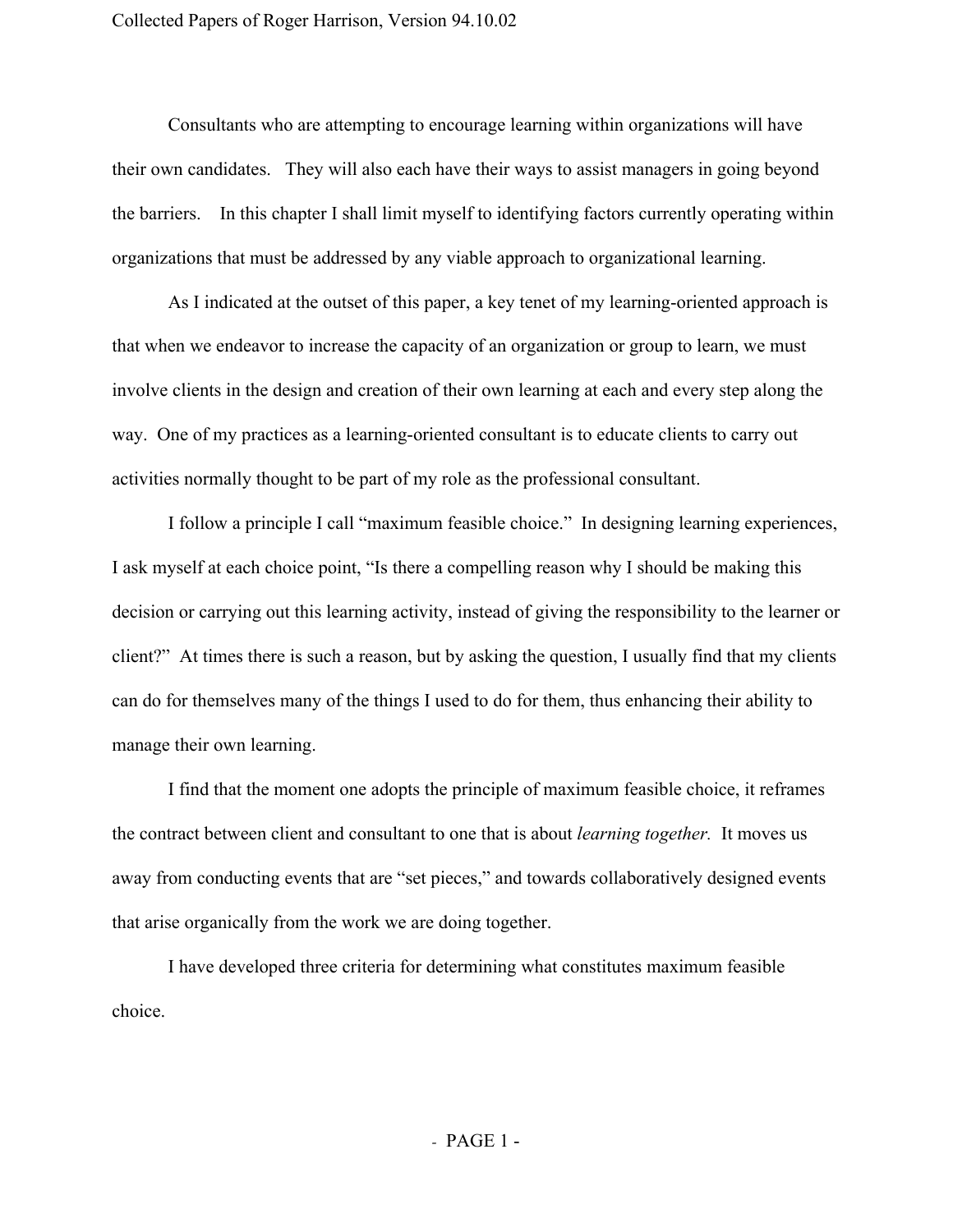Consultants who are attempting to encourage learning within organizations will have their own candidates. They will also each have their ways to assist managers in going beyond the barriers. In this chapter I shall limit myself to identifying factors currently operating within organizations that must be addressed by any viable approach to organizational learning.

As I indicated at the outset of this paper, a key tenet of my learning-oriented approach is that when we endeavor to increase the capacity of an organization or group to learn, we must involve clients in the design and creation of their own learning at each and every step along the way. One of my practices as a learning-oriented consultant is to educate clients to carry out activities normally thought to be part of my role as the professional consultant.

I follow a principle I call "maximum feasible choice." In designing learning experiences, I ask myself at each choice point, "Is there a compelling reason why I should be making this decision or carrying out this learning activity, instead of giving the responsibility to the learner or client?" At times there is such a reason, but by asking the question, I usually find that my clients can do for themselves many of the things I used to do for them, thus enhancing their ability to manage their own learning.

I find that the moment one adopts the principle of maximum feasible choice, it reframes the contract between client and consultant to one that is about *learning together.* It moves us away from conducting events that are "set pieces," and towards collaboratively designed events that arise organically from the work we are doing together.

I have developed three criteria for determining what constitutes maximum feasible choice.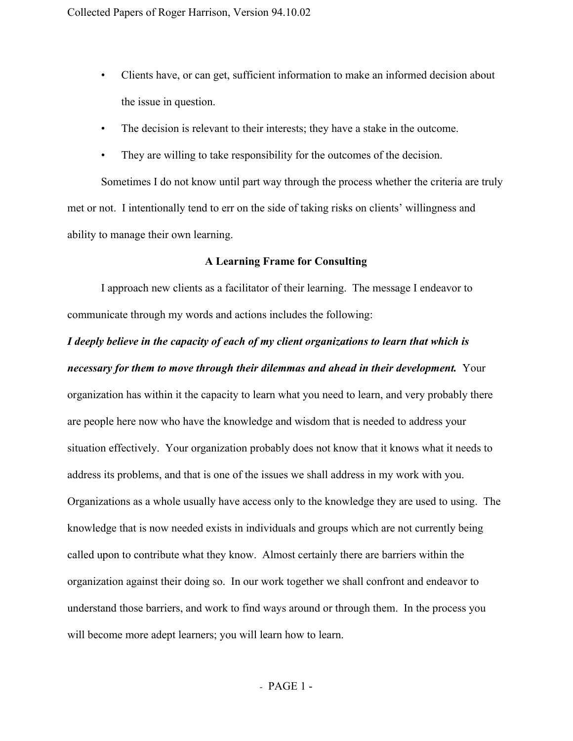- Clients have, or can get, sufficient information to make an informed decision about the issue in question.
- The decision is relevant to their interests; they have a stake in the outcome.
- They are willing to take responsibility for the outcomes of the decision.

Sometimes I do not know until part way through the process whether the criteria are truly met or not. I intentionally tend to err on the side of taking risks on clients' willingness and ability to manage their own learning.

## A Learning Frame for Consulting

I approach new clients as a facilitator of their learning. The message I endeavor to communicate through my words and actions includes the following:

***I deeply believe in the capacity of each of my client organizations to learn that which is necessary for them to move through their dilemmas and ahead in their development.*** Your organization has within it the capacity to learn what you need to learn, and very probably there are people here now who have the knowledge and wisdom that is needed to address your situation effectively. Your organization probably does not know that it knows what it needs to address its problems, and that is one of the issues we shall address in my work with you. Organizations as a whole usually have access only to the knowledge they are used to using. The knowledge that is now needed exists in individuals and groups which are not currently being called upon to contribute what they know. Almost certainly there are barriers within the organization against their doing so. In our work together we shall confront and endeavor to understand those barriers, and work to find ways around or through them. In the process you will become more adept learners; you will learn how to learn.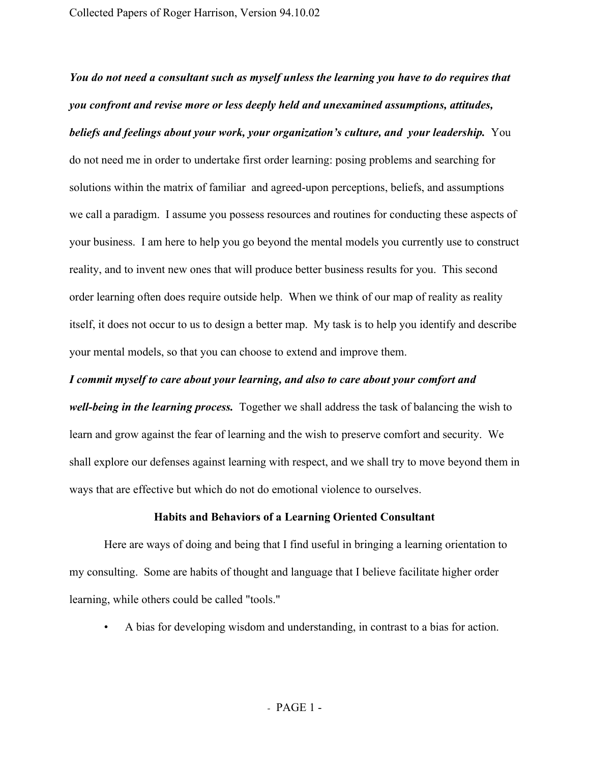***You do not need a consultant such as myself unless the learning you have to do requires that you confront and revise more or less deeply held and unexamined assumptions, attitudes, beliefs and feelings about your work, your organization's culture, and your leadership.*** You do not need me in order to undertake first order learning: posing problems and searching for solutions within the matrix of familiar and agreed-upon perceptions, beliefs, and assumptions we call a paradigm. I assume you possess resources and routines for conducting these aspects of your business. I am here to help you go beyond the mental models you currently use to construct reality, and to invent new ones that will produce better business results for you. This second order learning often does require outside help. When we think of our map of reality as reality itself, it does not occur to us to design a better map. My task is to help you identify and describe your mental models, so that you can choose to extend and improve them.

***I commit myself to care about your learning, and also to care about your comfort and well-being in the learning process.*** Together we shall address the task of balancing the wish to learn and grow against the fear of learning and the wish to preserve comfort and security. We shall explore our defenses against learning with respect, and we shall try to move beyond them in ways that are effective but which do not do emotional violence to ourselves.

**Habits and Behaviors of a Learning Oriented Consultant**

Here are ways of doing and being that I find useful in bringing a learning orientation to my consulting. Some are habits of thought and language that I believe facilitate higher order learning, while others could be called "tools."

- A bias for developing wisdom and understanding, in contrast to a bias for action.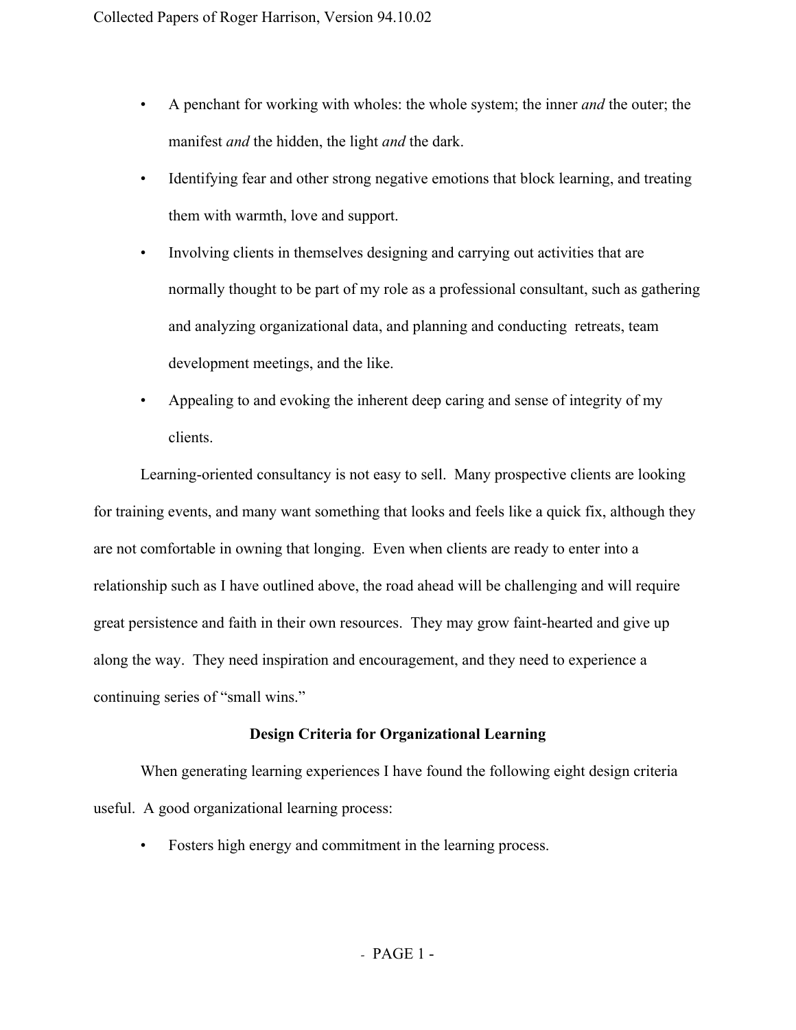- A penchant for working with wholes: the whole system; the inner *and* the outer; the manifest *and* the hidden, the light *and* the dark.
- Identifying fear and other strong negative emotions that block learning, and treating them with warmth, love and support.
- Involving clients in themselves designing and carrying out activities that are normally thought to be part of my role as a professional consultant, such as gathering and analyzing organizational data, and planning and conducting retreats, team development meetings, and the like.
- Appealing to and evoking the inherent deep caring and sense of integrity of my clients.

Learning-oriented consultancy is not easy to sell. Many prospective clients are looking for training events, and many want something that looks and feels like a quick fix, although they are not comfortable in owning that longing. Even when clients are ready to enter into a relationship such as I have outlined above, the road ahead will be challenging and will require great persistence and faith in their own resources. They may grow faint-hearted and give up along the way. They need inspiration and encouragement, and they need to experience a continuing series of "small wins."

### Design Criteria for Organizational Learning

When generating learning experiences I have found the following eight design criteria useful. A good organizational learning process:

- Fosters high energy and commitment in the learning process.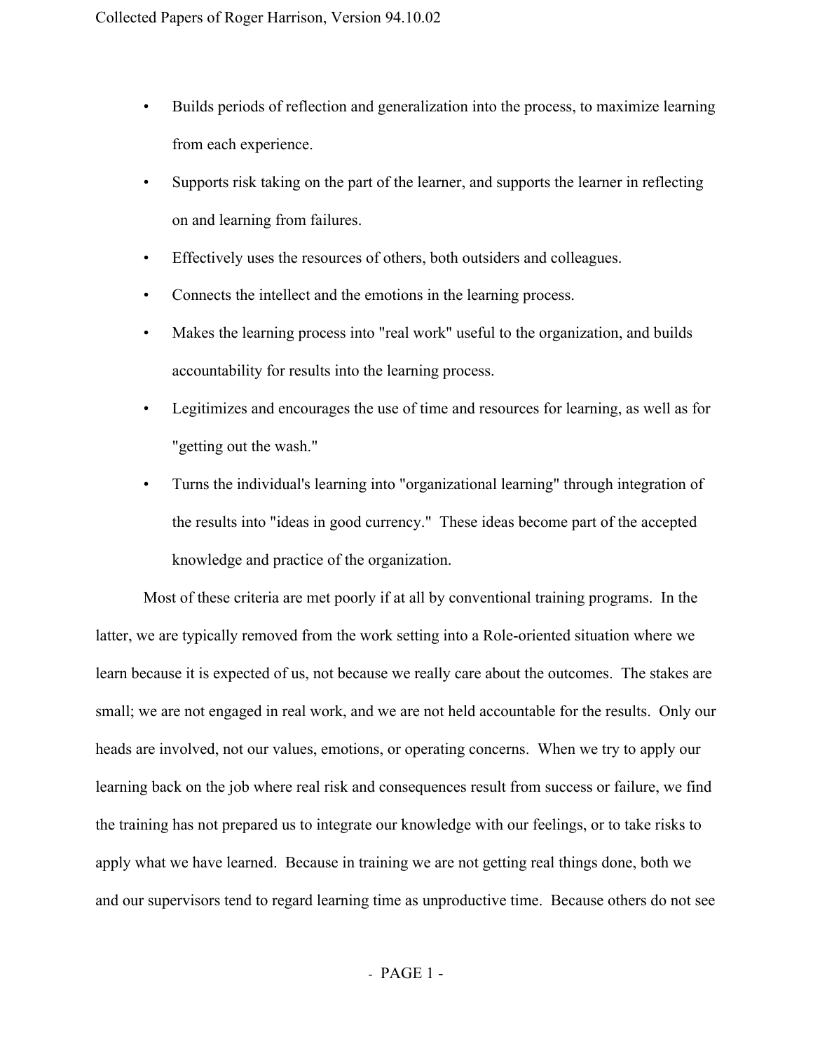- Builds periods of reflection and generalization into the process, to maximize learning from each experience.
- Supports risk taking on the part of the learner, and supports the learner in reflecting on and learning from failures.
- Effectively uses the resources of others, both outsiders and colleagues.
- Connects the intellect and the emotions in the learning process.
- Makes the learning process into "real work" useful to the organization, and builds accountability for results into the learning process.
- Legitimizes and encourages the use of time and resources for learning, as well as for "getting out the wash."
- Turns the individual's learning into "organizational learning" through integration of the results into "ideas in good currency." These ideas become part of the accepted knowledge and practice of the organization.

Most of these criteria are met poorly if at all by conventional training programs. In the latter, we are typically removed from the work setting into a Role-oriented situation where we learn because it is expected of us, not because we really care about the outcomes. The stakes are small; we are not engaged in real work, and we are not held accountable for the results. Only our heads are involved, not our values, emotions, or operating concerns. When we try to apply our learning back on the job where real risk and consequences result from success or failure, we find the training has not prepared us to integrate our knowledge with our feelings, or to take risks to apply what we have learned. Because in training we are not getting real things done, both we and our supervisors tend to regard learning time as unproductive time. Because others do not see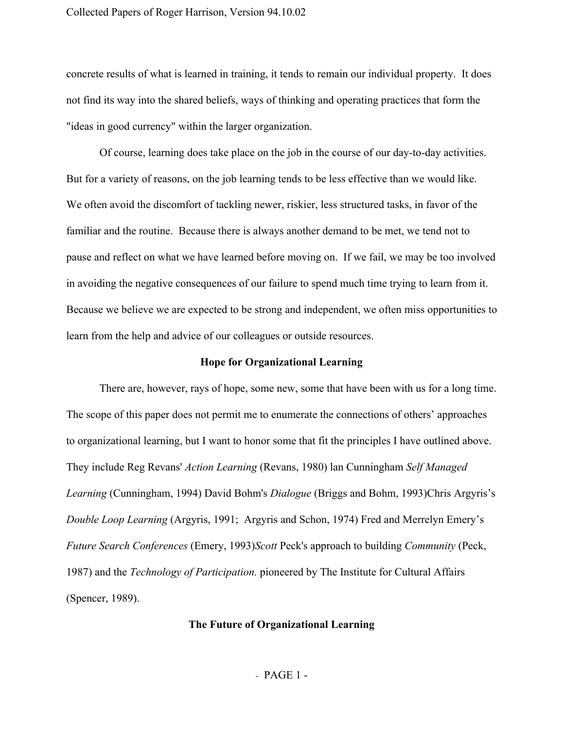concrete results of what is learned in training, it tends to remain our individual property. It does not find its way into the shared beliefs, ways of thinking and operating practices that form the "ideas in good currency" within the larger organization.

Of course, learning does take place on the job in the course of our day-to-day activities. But for a variety of reasons, on the job learning tends to be less effective than we would like. We often avoid the discomfort of tackling newer, riskier, less structured tasks, in favor of the familiar and the routine. Because there is always another demand to be met, we tend not to pause and reflect on what we have learned before moving on. If we fail, we may be too involved in avoiding the negative consequences of our failure to spend much time trying to learn from it. Because we believe we are expected to be strong and independent, we often miss opportunities to learn from the help and advice of our colleagues or outside resources.

## Hope for Organizational Learning

There are, however, rays of hope, some new, some that have been with us for a long time. The scope of this paper does not permit me to enumerate the connections of others' approaches to organizational learning, but I want to honor some that fit the principles I have outlined above. They include Reg Revans' *Action Learning* (Revans, 1980) Ian Cunningham *Self Managed Learning* (Cunningham, 1994) David Bohm's *Dialogue* (Briggs and Bohm, 1993)Chris Argyris's *Double Loop Learning* (Argyris, 1991; Argyris and Schon, 1974) Fred and Merrelyn Emery's *Future Search Conferences* (Emery, 1993)*Scott* Peck's approach to building *Community* (Peck, 1987) and the *Technology of Participation.* pioneered by The Institute for Cultural Affairs (Spencer, 1989).

## The Future of Organizational Learning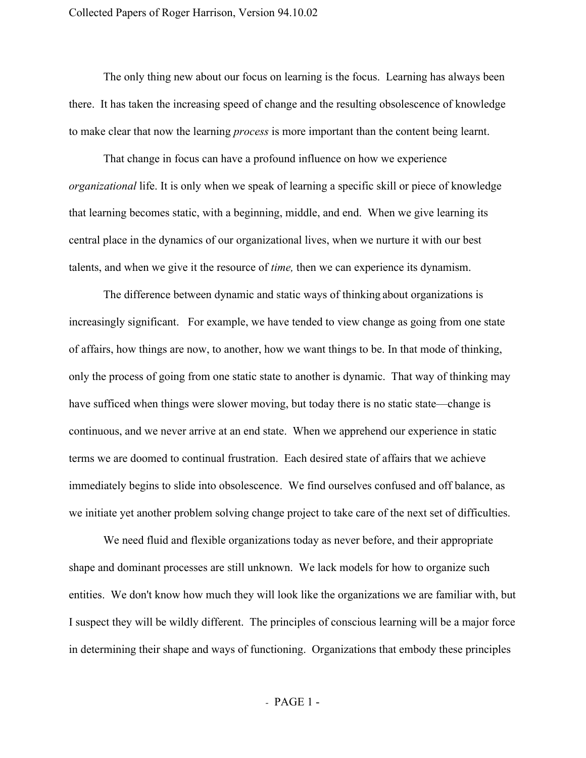The only thing new about our focus on learning is the focus. Learning has always been there. It has taken the increasing speed of change and the resulting obsolescence of knowledge to make clear that now the learning *process* is more important than the content being learnt.

That change in focus can have a profound influence on how we experience *organizational* life. It is only when we speak of learning a specific skill or piece of knowledge that learning becomes static, with a beginning, middle, and end. When we give learning its central place in the dynamics of our organizational lives, when we nurture it with our best talents, and when we give it the resource of *time,* then we can experience its dynamism.

The difference between dynamic and static ways of thinking about organizations is increasingly significant. For example, we have tended to view change as going from one state of affairs, how things are now, to another, how we want things to be. In that mode of thinking, only the process of going from one static state to another is dynamic. That way of thinking may have sufficed when things were slower moving, but today there is no static state—change is continuous, and we never arrive at an end state. When we apprehend our experience in static terms we are doomed to continual frustration. Each desired state of affairs that we achieve immediately begins to slide into obsolescence. We find ourselves confused and off balance, as we initiate yet another problem solving change project to take care of the next set of difficulties.

We need fluid and flexible organizations today as never before, and their appropriate shape and dominant processes are still unknown. We lack models for how to organize such entities. We don't know how much they will look like the organizations we are familiar with, but I suspect they will be wildly different. The principles of conscious learning will be a major force in determining their shape and ways of functioning. Organizations that embody these principles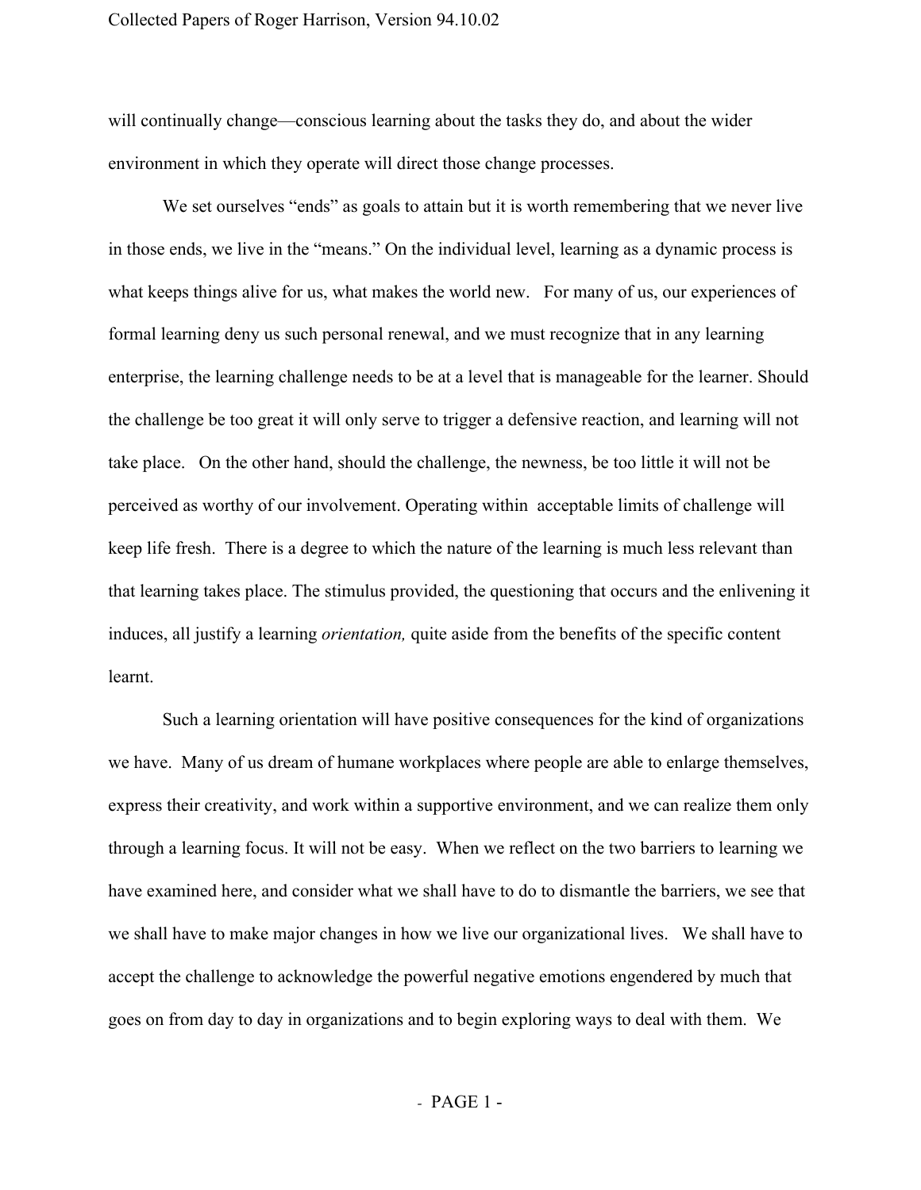will continually change—conscious learning about the tasks they do, and about the wider environment in which they operate will direct those change processes.

We set ourselves "ends" as goals to attain but it is worth remembering that we never live in those ends, we live in the "means." On the individual level, learning as a dynamic process is what keeps things alive for us, what makes the world new. For many of us, our experiences of formal learning deny us such personal renewal, and we must recognize that in any learning enterprise, the learning challenge needs to be at a level that is manageable for the learner. Should the challenge be too great it will only serve to trigger a defensive reaction, and learning will not take place. On the other hand, should the challenge, the newness, be too little it will not be perceived as worthy of our involvement. Operating within acceptable limits of challenge will keep life fresh. There is a degree to which the nature of the learning is much less relevant than that learning takes place. The stimulus provided, the questioning that occurs and the enlivening it induces, all justify a learning *orientation,* quite aside from the benefits of the specific content learnt.

Such a learning orientation will have positive consequences for the kind of organizations we have. Many of us dream of humane workplaces where people are able to enlarge themselves, express their creativity, and work within a supportive environment, and we can realize them only through a learning focus. It will not be easy. When we reflect on the two barriers to learning we have examined here, and consider what we shall have to do to dismantle the barriers, we see that we shall have to make major changes in how we live our organizational lives. We shall have to accept the challenge to acknowledge the powerful negative emotions engendered by much that goes on from day to day in organizations and to begin exploring ways to deal with them. We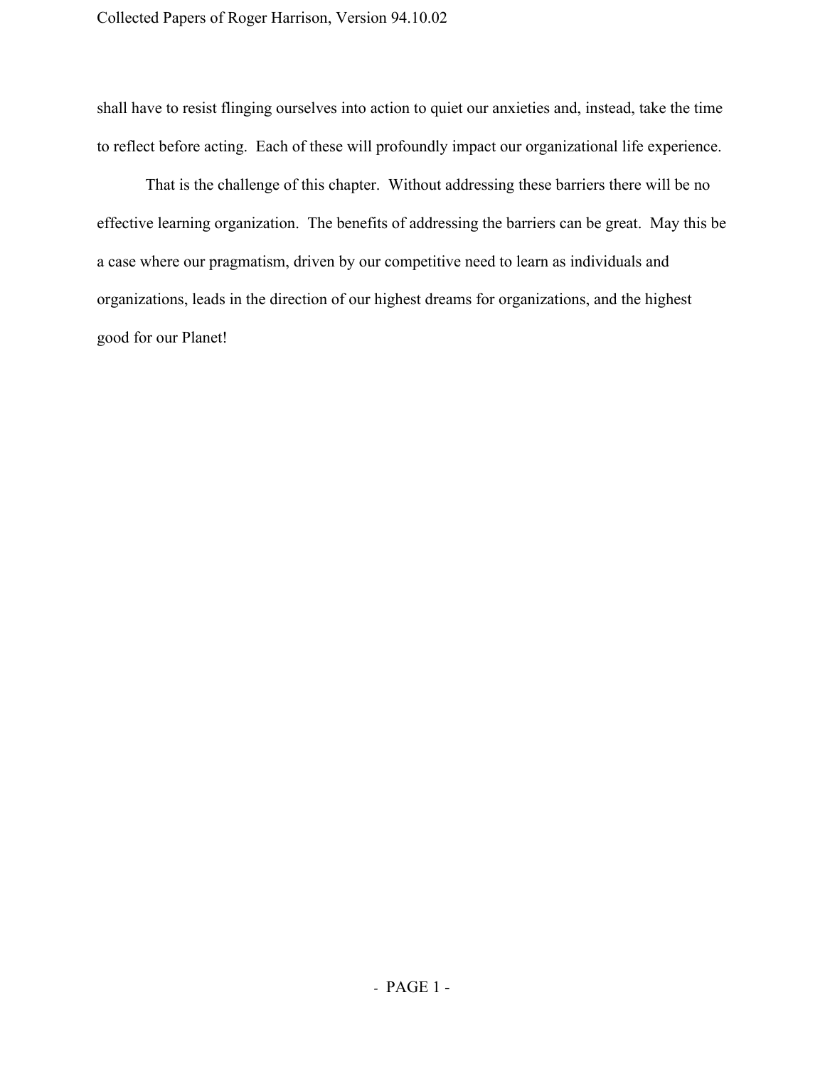shall have to resist flinging ourselves into action to quiet our anxieties and, instead, take the time to reflect before acting. Each of these will profoundly impact our organizational life experience.

That is the challenge of this chapter. Without addressing these barriers there will be no effective learning organization. The benefits of addressing the barriers can be great. May this be a case where our pragmatism, driven by our competitive need to learn as individuals and organizations, leads in the direction of our highest dreams for organizations, and the highest good for our Planet!